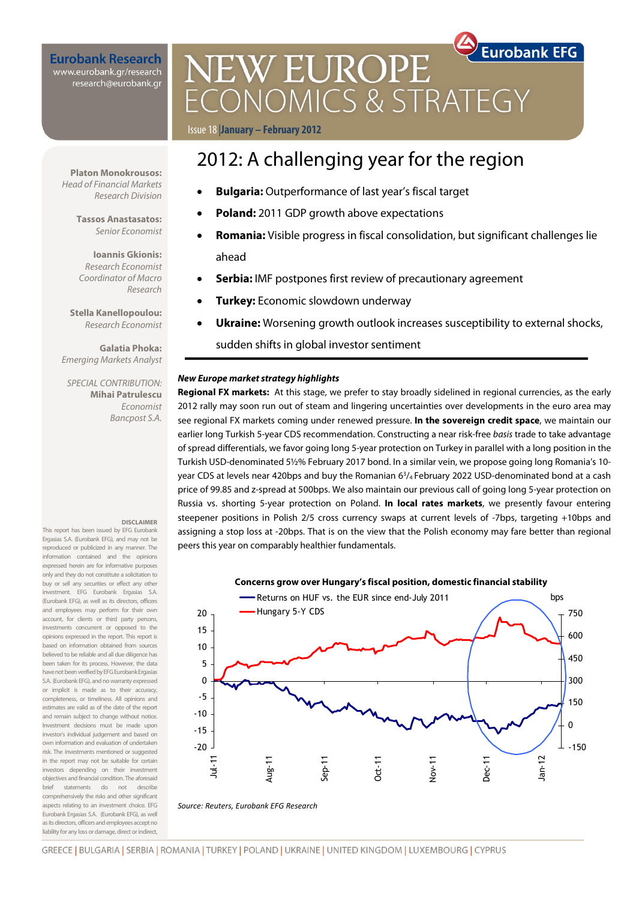**Eurobank Research**
www.eurobank.gr/research
research@eurobank.gr

# NEW EUROPE ECONOMICS & STRATEGY

Issue 18 | January – February 2012

**Platon Monokrousos:**
*Head of Financial Markets Research Division*

**Tassos Anastasatos:**
*Senior Economist*

**Ioannis Gkionis:**
*Research Economist Coordinator of Macro Research*

**Stella Kanellopoulou:**
*Research Economist*

**Galatia Phoka:**
*Emerging Markets Analyst*

*SPECIAL CONTRIBUTION:*
**Mihai Patrulescu**
*Economist Bancpost S.A.*

## 2012: A challenging year for the region

- **Bulgaria:** Outperformance of last year's fiscal target
- **Poland:** 2011 GDP growth above expectations
- **Romania:** Visible progress in fiscal consolidation, but significant challenges lie ahead
- **Serbia:** IMF postpones first review of precautionary agreement
- **Turkey:** Economic slowdown underway
- **Ukraine:** Worsening growth outlook increases susceptibility to external shocks, sudden shifts in global investor sentiment

***New Europe market strategy highlights***

**Regional FX markets:** At this stage, we prefer to stay broadly sidelined in regional currencies, as the early 2012 rally may soon run out of steam and lingering uncertainties over developments in the euro area may see regional FX markets coming under renewed pressure. **In the sovereign credit space**, we maintain our earlier long Turkish 5-year CDS recommendation. Constructing a near risk-free *basis* trade to take advantage of spread differentials, we favor going long 5-year protection on Turkey in parallel with a long position in the Turkish USD-denominated 5½% February 2017 bond. In a similar vein, we propose going long Romania's 10-year CDS at levels near 420bps and buy the Romanian 6¾ February 2022 USD-denominated bond at a cash price of 99.85 and z-spread at 500bps. We also maintain our previous call of going long 5-year protection on Russia vs. shorting 5-year protection on Poland. **In local rates markets**, we presently favour entering steepener positions in Polish 2/5 cross currency swaps at current levels of -7bps, targeting +10bps and assigning a stop loss at -20bps. That is on the view that the Polish economy may fare better than regional peers this year on comparably healthier fundamentals.

**Concerns grow over Hungary's fiscal position, domestic financial stability**

Returns on HUF vs. the EUR since end-July 2011 / Hungary 5-Y CDS (bps)

*Source: Reuters, Eurobank EFG Research*

**DISCLAIMER**
This report has been issued by EFG Eurobank Ergasias S.A. (Eurobank EFG), and may not be reproduced or publicized in any manner. The information contained and the opinions expressed herein are for informative purposes only and they do not constitute a solicitation to buy or sell any securities or effect any other investment. EFG Eurobank Ergasias S.A. (Eurobank EFG), as well as its directors, officers and employees may perform for their own account, for clients or third party persons, investments concurrent or opposed to the opinions expressed in the report. This report is based on information obtained from sources believed to be reliable and all due diligence has been taken for its process. However, the data have not been verified by EFG Eurobank Ergasias S.A. (Eurobank EFG), and no warranty expressed or implicit is made as to their accuracy, completeness, or timeliness. All opinions and estimates are valid as of the date of the report and remain subject to change without notice. Investment decisions must be made upon investor's individual judgement and based on own information and evaluation of undertaken risk. The investments mentioned or suggested in the report may not be suitable for certain investors depending on their investment objectives and financial condition. The aforesaid brief statements do not describe comprehensively the risks and other significant aspects relating to an investment choice. EFG Eurobank Ergasias S.A. (Eurobank EFG), as well as its directors, officers and employees accept no liability for any loss or damage, direct or indirect,

GREECE | BULGARIA | SERBIA | ROMANIA | TURKEY | POLAND | UKRAINE | UNITED KINGDOM | LUXEMBOURG | CYPRUS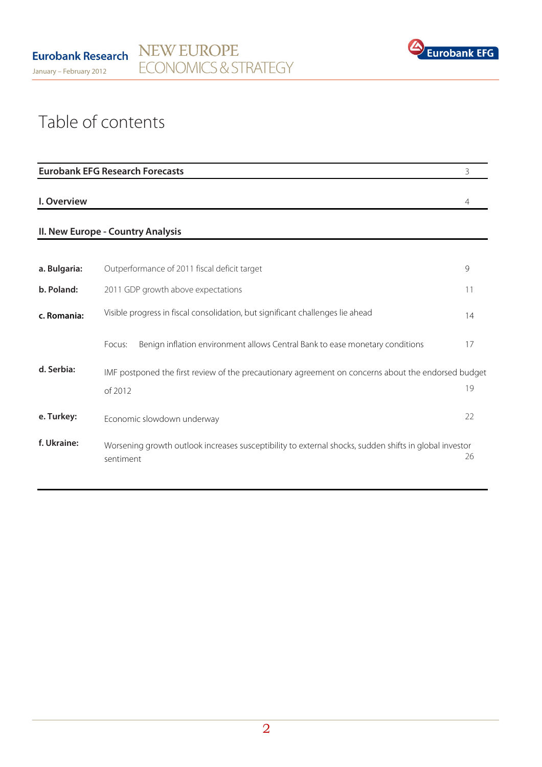# Table of contents

| | | |
|---|---|---|
| **Eurobank EFG Research Forecasts** | | 3 |
| **I. Overview** | | 4 |
| **II. New Europe - Country Analysis** | | |
| **a. Bulgaria:** | Outperformance of 2011 fiscal deficit target | 9 |
| **b. Poland:** | 2011 GDP growth above expectations | 11 |
| **c. Romania:** | Visible progress in fiscal consolidation, but significant challenges lie ahead | 14 |
| | Focus: Benign inflation environment allows Central Bank to ease monetary conditions | 17 |
| **d. Serbia:** | IMF postponed the first review of the precautionary agreement on concerns about the endorsed budget of 2012 | 19 |
| **e. Turkey:** | Economic slowdown underway | 22 |
| **f. Ukraine:** | Worsening growth outlook increases susceptibility to external shocks, sudden shifts in global investor sentiment | 26 |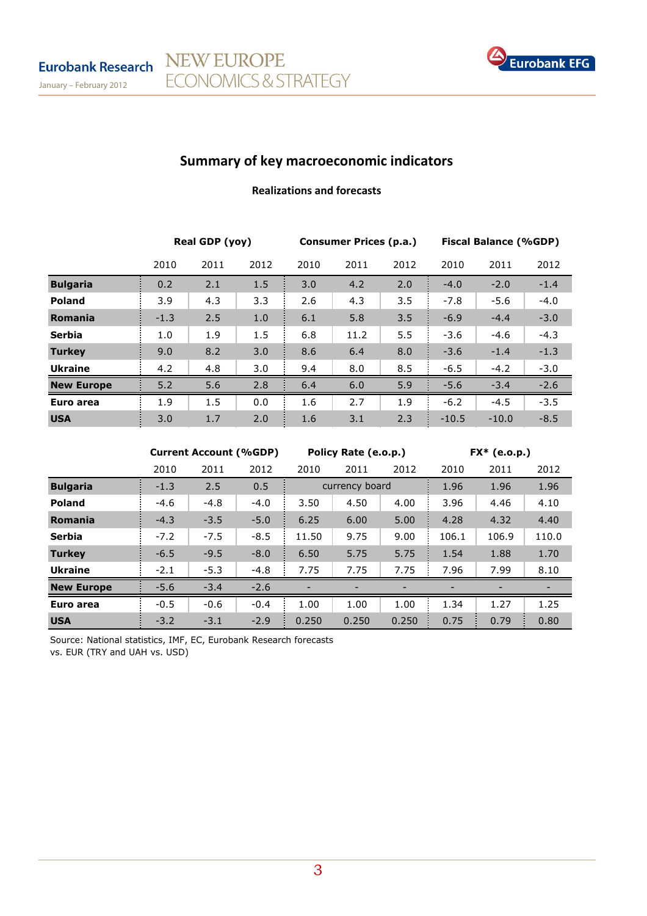## Summary of key macroeconomic indicators

**Realizations and forecasts**

| | Real GDP (yoy) | | | Consumer Prices (p.a.) | | | Fiscal Balance (%GDP) | | |
|---|---|---|---|---|---|---|---|---|---|
| | 2010 | 2011 | 2012 | 2010 | 2011 | 2012 | 2010 | 2011 | 2012 |
| **Bulgaria** | 0.2 | 2.1 | 1.5 | 3.0 | 4.2 | 2.0 | -4.0 | -2.0 | -1.4 |
| **Poland** | 3.9 | 4.3 | 3.3 | 2.6 | 4.3 | 3.5 | -7.8 | -5.6 | -4.0 |
| **Romania** | -1.3 | 2.5 | 1.0 | 6.1 | 5.8 | 3.5 | -6.9 | -4.4 | -3.0 |
| **Serbia** | 1.0 | 1.9 | 1.5 | 6.8 | 11.2 | 5.5 | -3.6 | -4.6 | -4.3 |
| **Turkey** | 9.0 | 8.2 | 3.0 | 8.6 | 6.4 | 8.0 | -3.6 | -1.4 | -1.3 |
| **Ukraine** | 4.2 | 4.8 | 3.0 | 9.4 | 8.0 | 8.5 | -6.5 | -4.2 | -3.0 |
| **New Europe** | 5.2 | 5.6 | 2.8 | 6.4 | 6.0 | 5.9 | -5.6 | -3.4 | -2.6 |
| **Euro area** | 1.9 | 1.5 | 0.0 | 1.6 | 2.7 | 1.9 | -6.2 | -4.5 | -3.5 |
| **USA** | 3.0 | 1.7 | 2.0 | 1.6 | 3.1 | 2.3 | -10.5 | -10.0 | -8.5 |

| | Current Account (%GDP) | | | Policy Rate (e.o.p.) | | | FX* (e.o.p.) | | |
|---|---|---|---|---|---|---|---|---|---|
| | 2010 | 2011 | 2012 | 2010 | 2011 | 2012 | 2010 | 2011 | 2012 |
| **Bulgaria** | -1.3 | 2.5 | 0.5 | currency board | | | 1.96 | 1.96 | 1.96 |
| **Poland** | -4.6 | -4.8 | -4.0 | 3.50 | 4.50 | 4.00 | 3.96 | 4.46 | 4.10 |
| **Romania** | -4.3 | -3.5 | -5.0 | 6.25 | 6.00 | 5.00 | 4.28 | 4.32 | 4.40 |
| **Serbia** | -7.2 | -7.5 | -8.5 | 11.50 | 9.75 | 9.00 | 106.1 | 106.9 | 110.0 |
| **Turkey** | -6.5 | -9.5 | -8.0 | 6.50 | 5.75 | 5.75 | 1.54 | 1.88 | 1.70 |
| **Ukraine** | -2.1 | -5.3 | -4.8 | 7.75 | 7.75 | 7.75 | 7.96 | 7.99 | 8.10 |
| **New Europe** | -5.6 | -3.4 | -2.6 | - | - | - | - | - | - |
| **Euro area** | -0.5 | -0.6 | -0.4 | 1.00 | 1.00 | 1.00 | 1.34 | 1.27 | 1.25 |
| **USA** | -3.2 | -3.1 | -2.9 | 0.250 | 0.250 | 0.250 | 0.75 | 0.79 | 0.80 |

Source: National statistics, IMF, EC, Eurobank Research forecasts
vs. EUR (TRY and UAH vs. USD)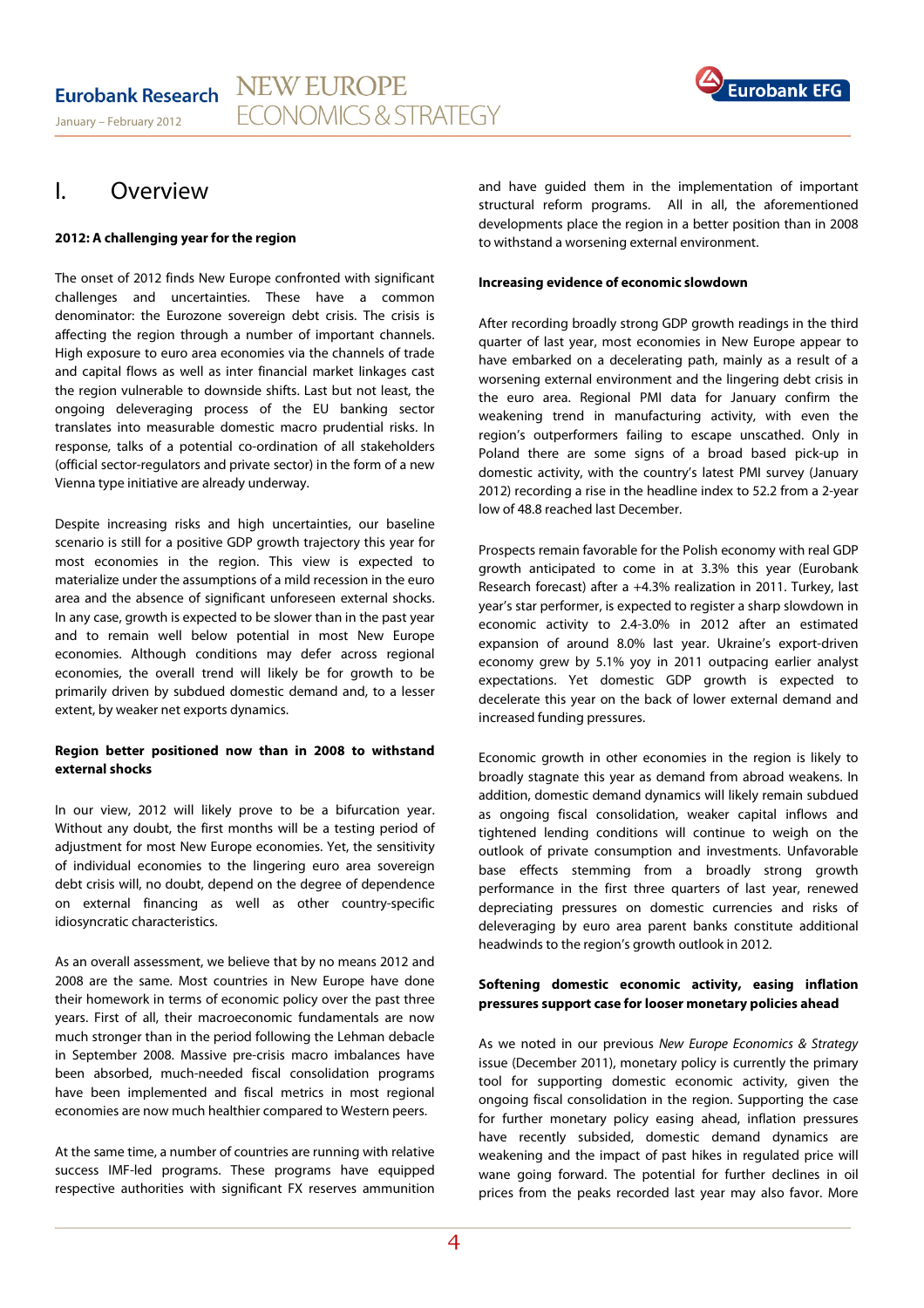# I. Overview

**2012: A challenging year for the region**

The onset of 2012 finds New Europe confronted with significant challenges and uncertainties. These have a common denominator: the Eurozone sovereign debt crisis. The crisis is affecting the region through a number of important channels. High exposure to euro area economies via the channels of trade and capital flows as well as inter financial market linkages cast the region vulnerable to downside shifts. Last but not least, the ongoing deleveraging process of the EU banking sector translates into measurable domestic macro prudential risks. In response, talks of a potential co-ordination of all stakeholders (official sector-regulators and private sector) in the form of a new Vienna type initiative are already underway.

Despite increasing risks and high uncertainties, our baseline scenario is still for a positive GDP growth trajectory this year for most economies in the region. This view is expected to materialize under the assumptions of a mild recession in the euro area and the absence of significant unforeseen external shocks. In any case, growth is expected to be slower than in the past year and to remain well below potential in most New Europe economies. Although conditions may defer across regional economies, the overall trend will likely be for growth to be primarily driven by subdued domestic demand and, to a lesser extent, by weaker net exports dynamics.

**Region better positioned now than in 2008 to withstand external shocks**

In our view, 2012 will likely prove to be a bifurcation year. Without any doubt, the first months will be a testing period of adjustment for most New Europe economies. Yet, the sensitivity of individual economies to the lingering euro area sovereign debt crisis will, no doubt, depend on the degree of dependence on external financing as well as other country-specific idiosyncratic characteristics.

As an overall assessment, we believe that by no means 2012 and 2008 are the same. Most countries in New Europe have done their homework in terms of economic policy over the past three years. First of all, their macroeconomic fundamentals are now much stronger than in the period following the Lehman debacle in September 2008. Massive pre-crisis macro imbalances have been absorbed, much-needed fiscal consolidation programs have been implemented and fiscal metrics in most regional economies are now much healthier compared to Western peers.

At the same time, a number of countries are running with relative success IMF-led programs. These programs have equipped respective authorities with significant FX reserves ammunition and have guided them in the implementation of important structural reform programs. All in all, the aforementioned developments place the region in a better position than in 2008 to withstand a worsening external environment.

**Increasing evidence of economic slowdown**

After recording broadly strong GDP growth readings in the third quarter of last year, most economies in New Europe appear to have embarked on a decelerating path, mainly as a result of a worsening external environment and the lingering debt crisis in the euro area. Regional PMI data for January confirm the weakening trend in manufacturing activity, with even the region's outperformers failing to escape unscathed. Only in Poland there are some signs of a broad based pick-up in domestic activity, with the country's latest PMI survey (January 2012) recording a rise in the headline index to 52.2 from a 2-year low of 48.8 reached last December.

Prospects remain favorable for the Polish economy with real GDP growth anticipated to come in at 3.3% this year (Eurobank Research forecast) after a +4.3% realization in 2011. Turkey, last year's star performer, is expected to register a sharp slowdown in economic activity to 2.4-3.0% in 2012 after an estimated expansion of around 8.0% last year. Ukraine's export-driven economy grew by 5.1% yoy in 2011 outpacing earlier analyst expectations. Yet domestic GDP growth is expected to decelerate this year on the back of lower external demand and increased funding pressures.

Economic growth in other economies in the region is likely to broadly stagnate this year as demand from abroad weakens. In addition, domestic demand dynamics will likely remain subdued as ongoing fiscal consolidation, weaker capital inflows and tightened lending conditions will continue to weigh on the outlook of private consumption and investments. Unfavorable base effects stemming from a broadly strong growth performance in the first three quarters of last year, renewed depreciating pressures on domestic currencies and risks of deleveraging by euro area parent banks constitute additional headwinds to the region's growth outlook in 2012.

**Softening domestic economic activity, easing inflation pressures support case for looser monetary policies ahead**

As we noted in our previous *New Europe Economics & Strategy* issue (December 2011), monetary policy is currently the primary tool for supporting domestic economic activity, given the ongoing fiscal consolidation in the region. Supporting the case for further monetary policy easing ahead, inflation pressures have recently subsided, domestic demand dynamics are weakening and the impact of past hikes in regulated price will wane going forward. The potential for further declines in oil prices from the peaks recorded last year may also favor. More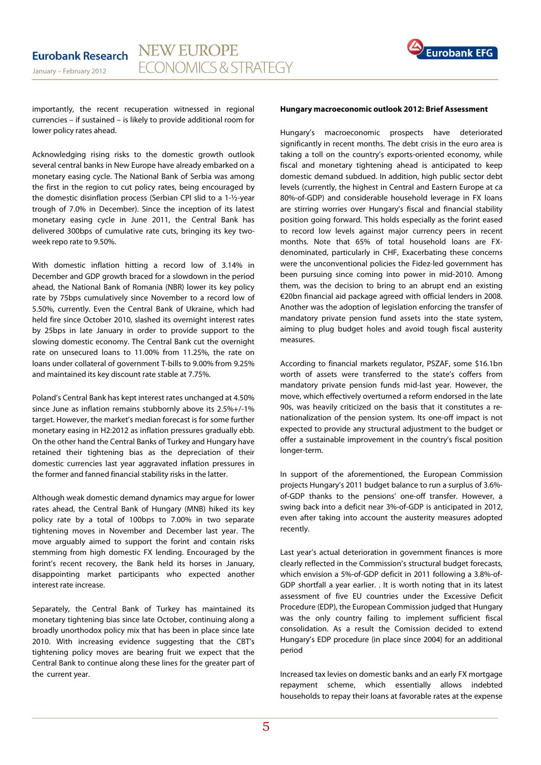importantly, the recent recuperation witnessed in regional currencies – if sustained – is likely to provide additional room for lower policy rates ahead.

Acknowledging rising risks to the domestic growth outlook several central banks in New Europe have already embarked on a monetary easing cycle. The National Bank of Serbia was among the first in the region to cut policy rates, being encouraged by the domestic disinflation process (Serbian CPI slid to a 1-½-year trough of 7.0% in December). Since the inception of its latest monetary easing cycle in June 2011, the Central Bank has delivered 300bps of cumulative rate cuts, bringing its key two-week repo rate to 9.50%.

With domestic inflation hitting a record low of 3.14% in December and GDP growth braced for a slowdown in the period ahead, the National Bank of Romania (NBR) lower its key policy rate by 75bps cumulatively since November to a record low of 5.50%, currently. Even the Central Bank of Ukraine, which had held fire since October 2010, slashed its overnight interest rates by 25bps in late January in order to provide support to the slowing domestic economy. The Central Bank cut the overnight rate on unsecured loans to 11.00% from 11.25%, the rate on loans under collateral of government T-bills to 9.00% from 9.25% and maintained its key discount rate stable at 7.75%.

Poland's Central Bank has kept interest rates unchanged at 4.50% since June as inflation remains stubbornly above its 2.5%+/-1% target. However, the market's median forecast is for some further monetary easing in H2:2012 as inflation pressures gradually ebb. On the other hand the Central Banks of Turkey and Hungary have retained their tightening bias as the depreciation of their domestic currencies last year aggravated inflation pressures in the former and fanned financial stability risks in the latter.

Although weak domestic demand dynamics may argue for lower rates ahead, the Central Bank of Hungary (MNB) hiked its key policy rate by a total of 100bps to 7.00% in two separate tightening moves in November and December last year. The move arguably aimed to support the forint and contain risks stemming from high domestic FX lending. Encouraged by the forint's recent recovery, the Bank held its horses in January, disappointing market participants who expected another interest rate increase.

Separately, the Central Bank of Turkey has maintained its monetary tightening bias since late October, continuing along a broadly unorthodox policy mix that has been in place since late 2010. With increasing evidence suggesting that the CBT's tightening policy moves are bearing fruit we expect that the Central Bank to continue along these lines for the greater part of the current year.

**Hungary macroeconomic outlook 2012: Brief Assessment**

Hungary's macroeconomic prospects have deteriorated significantly in recent months. The debt crisis in the euro area is taking a toll on the country's exports-oriented economy, while fiscal and monetary tightening ahead is anticipated to keep domestic demand subdued. In addition, high public sector debt levels (currently, the highest in Central and Eastern Europe at ca 80%-of-GDP) and considerable household leverage in FX loans are stirring worries over Hungary's fiscal and financial stability position going forward. This holds especially as the forint eased to record low levels against major currency peers in recent months. Note that 65% of total household loans are FX-denominated, particularly in CHF, Exacerbating these concerns were the unconventional policies the Fidez-led government has been pursuing since coming into power in mid-2010. Among them, was the decision to bring to an abrupt end an existing €20bn financial aid package agreed with official lenders in 2008. Another was the adoption of legislation enforcing the transfer of mandatory private pension fund assets into the state system, aiming to plug budget holes and avoid tough fiscal austerity measures.

According to financial markets regulator, PSZAF, some $16.1bn worth of assets were transferred to the state's coffers from mandatory private pension funds mid-last year. However, the move, which effectively overturned a reform endorsed in the late 90s, was heavily criticized on the basis that it constitutes a re-nationalization of the pension system. Its one-off impact is not expected to provide any structural adjustment to the budget or offer a sustainable improvement in the country's fiscal position longer-term.

In support of the aforementioned, the European Commission projects Hungary's 2011 budget balance to run a surplus of 3.6%-of-GDP thanks to the pensions' one-off transfer. However, a swing back into a deficit near 3%-of-GDP is anticipated in 2012, even after taking into account the austerity measures adopted recently.

Last year's actual deterioration in government finances is more clearly reflected in the Commission's structural budget forecasts, which envision a 5%-of-GDP deficit in 2011 following a 3.8%-of-GDP shortfall a year earlier. . It is worth noting that in its latest assessment of five EU countries under the Excessive Deficit Procedure (EDP), the European Commission judged that Hungary was the only country failing to implement sufficient fiscal consolidation. As a result the Comission decided to extend Hungary's EDP procedure (in place since 2004) for an additional period

Increased tax levies on domestic banks and an early FX mortgage repayment scheme, which essentially allows indebted households to repay their loans at favorable rates at the expense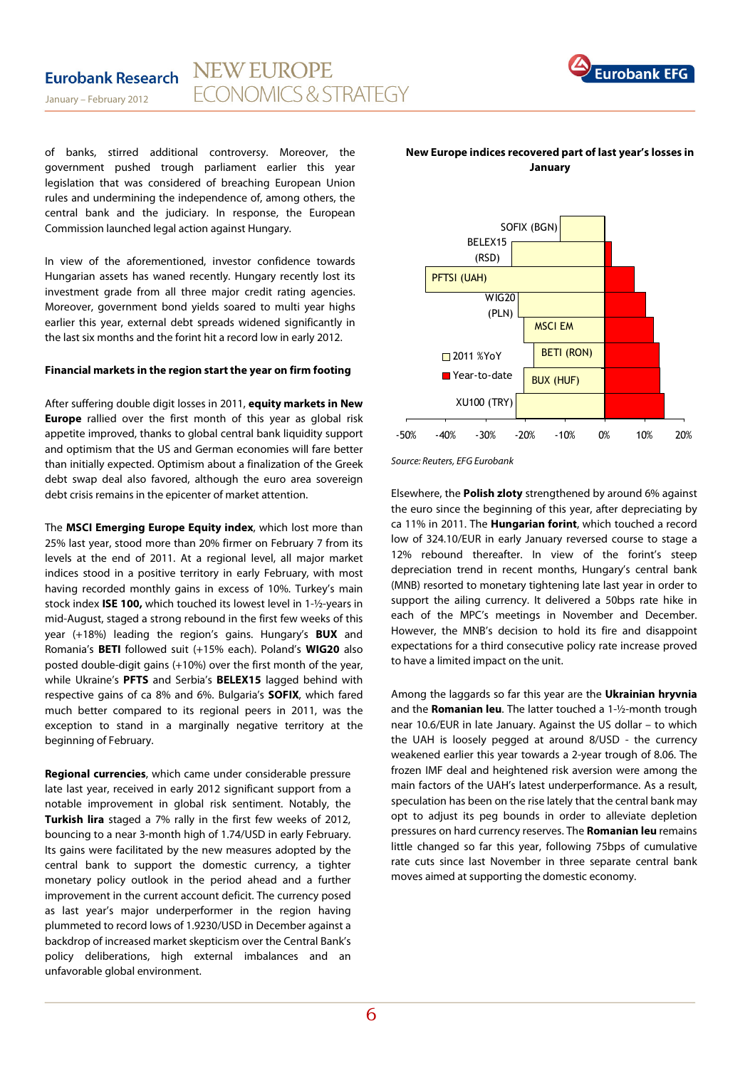of banks, stirred additional controversy. Moreover, the government pushed trough parliament earlier this year legislation that was considered of breaching European Union rules and undermining the independence of, among others, the central bank and the judiciary. In response, the European Commission launched legal action against Hungary.

In view of the aforementioned, investor confidence towards Hungarian assets has waned recently. Hungary recently lost its investment grade from all three major credit rating agencies. Moreover, government bond yields soared to multi year highs earlier this year, external debt spreads widened significantly in the last six months and the forint hit a record low in early 2012.

**Financial markets in the region start the year on firm footing**

After suffering double digit losses in 2011, **equity markets in New Europe** rallied over the first month of this year as global risk appetite improved, thanks to global central bank liquidity support and optimism that the US and German economies will fare better than initially expected. Optimism about a finalization of the Greek debt swap deal also favored, although the euro area sovereign debt crisis remains in the epicenter of market attention.

The **MSCI Emerging Europe Equity index**, which lost more than 25% last year, stood more than 20% firmer on February 7 from its levels at the end of 2011. At a regional level, all major market indices stood in a positive territory in early February, with most having recorded monthly gains in excess of 10%. Turkey's main stock index **ISE 100,** which touched its lowest level in 1-½-years in mid-August, staged a strong rebound in the first few weeks of this year (+18%) leading the region's gains. Hungary's **BUX** and Romania's **BETI** followed suit (+15% each). Poland's **WIG20** also posted double-digit gains (+10%) over the first month of the year, while Ukraine's **PFTS** and Serbia's **BELEX15** lagged behind with respective gains of ca 8% and 6%. Bulgaria's **SOFIX**, which fared much better compared to its regional peers in 2011, was the exception to stand in a marginally negative territory at the beginning of February.

**Regional currencies**, which came under considerable pressure late last year, received in early 2012 significant support from a notable improvement in global risk sentiment. Notably, the **Turkish lira** staged a 7% rally in the first few weeks of 2012, bouncing to a near 3-month high of 1.74/USD in early February. Its gains were facilitated by the new measures adopted by the central bank to support the domestic currency, a tighter monetary policy outlook in the period ahead and a further improvement in the current account deficit. The currency posed as last year's major underperformer in the region having plummeted to record lows of 1.9230/USD in December against a backdrop of increased market skepticism over the Central Bank's policy deliberations, high external imbalances and an unfavorable global environment.

**New Europe indices recovered part of last year's losses in January**

Legend: 2011 %YoY; Year-to-date

Indices: SOFIX (BGN), BELEX15 (RSD), PFTSI (UAH), WIG20 (PLN), MSCI EM, BETI (RON), BUX (HUF), XU100 (TRY)

Axis: -50%, -40%, -30%, -20%, -10%, 0%, 10%, 20%

*Source: Reuters, EFG Eurobank*

Elsewhere, the **Polish zloty** strengthened by around 6% against the euro since the beginning of this year, after depreciating by ca 11% in 2011. The **Hungarian forint**, which touched a record low of 324.10/EUR in early January reversed course to stage a 12% rebound thereafter. In view of the forint's steep depreciation trend in recent months, Hungary's central bank (MNB) resorted to monetary tightening late last year in order to support the ailing currency. It delivered a 50bps rate hike in each of the MPC's meetings in November and December. However, the MNB's decision to hold its fire and disappoint expectations for a third consecutive policy rate increase proved to have a limited impact on the unit.

Among the laggards so far this year are the **Ukrainian hryvnia** and the **Romanian leu**. The latter touched a 1-½-month trough near 10.6/EUR in late January. Against the US dollar – to which the UAH is loosely pegged at around 8/USD - the currency weakened earlier this year towards a 2-year trough of 8.06. The frozen IMF deal and heightened risk aversion were among the main factors of the UAH's latest underperformance. As a result, speculation has been on the rise lately that the central bank may opt to adjust its peg bounds in order to alleviate depletion pressures on hard currency reserves. The **Romanian leu** remains little changed so far this year, following 75bps of cumulative rate cuts since last November in three separate central bank moves aimed at supporting the domestic economy.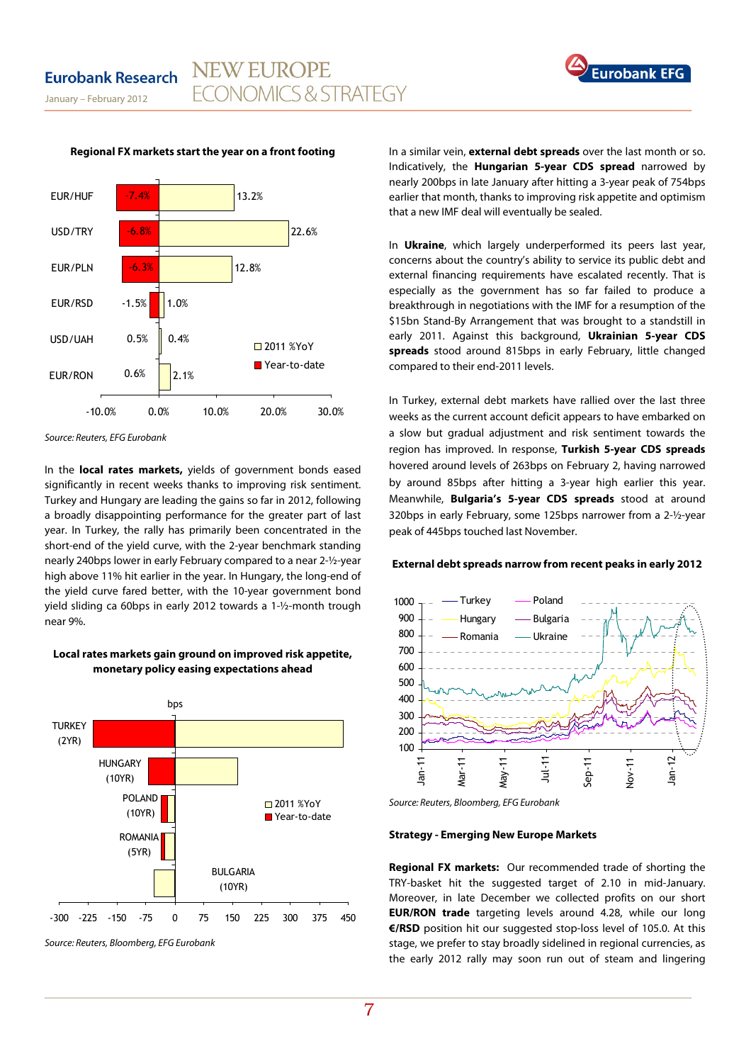**Regional FX markets start the year on a front footing**

| | 2011 %YoY | Year-to-date |
|---|---|---|
| EUR/HUF | 13.2% | -7.4% |
| USD/TRY | 22.6% | -6.8% |
| EUR/PLN | 12.8% | -6.3% |
| EUR/RSD | 1.0% | -1.5% |
| USD/UAH | 0.4% | 0.5% |
| EUR/RON | 2.1% | 0.6% |

*Source: Reuters, EFG Eurobank*

In the **local rates markets,** yields of government bonds eased significantly in recent weeks thanks to improving risk sentiment. Turkey and Hungary are leading the gains so far in 2012, following a broadly disappointing performance for the greater part of last year. In Turkey, the rally has primarily been concentrated in the short-end of the yield curve, with the 2-year benchmark standing nearly 240bps lower in early February compared to a near 2-½-year high above 11% hit earlier in the year. In Hungary, the long-end of the yield curve fared better, with the 10-year government bond yield sliding ca 60bps in early 2012 towards a 1-½-month trough near 9%.

**Local rates markets gain ground on improved risk appetite, monetary policy easing expectations ahead**

*Source: Reuters, Bloomberg, EFG Eurobank*

In a similar vein, **external debt spreads** over the last month or so. Indicatively, the **Hungarian 5-year CDS spread** narrowed by nearly 200bps in late January after hitting a 3-year peak of 754bps earlier that month, thanks to improving risk appetite and optimism that a new IMF deal will eventually be sealed.

In **Ukraine**, which largely underperformed its peers last year, concerns about the country's ability to service its public debt and external financing requirements have escalated recently. That is especially as the government has so far failed to produce a breakthrough in negotiations with the IMF for a resumption of the $15bn Stand-By Arrangement that was brought to a standstill in early 2011. Against this background, **Ukrainian 5-year CDS spreads** stood around 815bps in early February, little changed compared to their end-2011 levels.

In Turkey, external debt markets have rallied over the last three weeks as the current account deficit appears to have embarked on a slow but gradual adjustment and risk sentiment towards the region has improved. In response, **Turkish 5-year CDS spreads** hovered around levels of 263bps on February 2, having narrowed by around 85bps after hitting a 3-year high earlier this year. Meanwhile, **Bulgaria's 5-year CDS spreads** stood at around 320bps in early February, some 125bps narrower from a 2-½-year peak of 445bps touched last November.

**External debt spreads narrow from recent peaks in early 2012**

*Source: Reuters, Bloomberg, EFG Eurobank*

**Strategy - Emerging New Europe Markets**

**Regional FX markets:** Our recommended trade of shorting the TRY-basket hit the suggested target of 2.10 in mid-January. Moreover, in late December we collected profits on our short **EUR/RON trade** targeting levels around 4.28, while our long **€/RSD** position hit our suggested stop-loss level of 105.0. At this stage, we prefer to stay broadly sidelined in regional currencies, as the early 2012 rally may soon run out of steam and lingering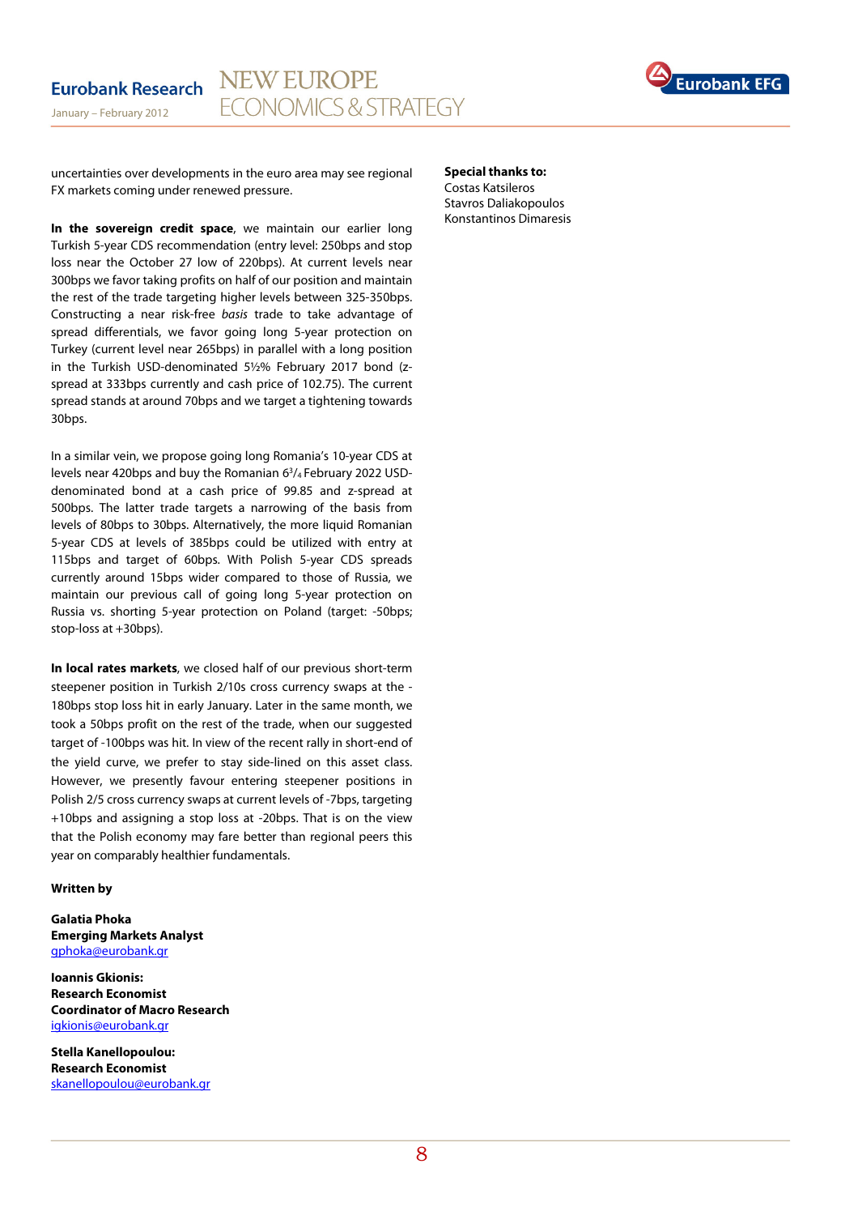uncertainties over developments in the euro area may see regional FX markets coming under renewed pressure.

**In the sovereign credit space**, we maintain our earlier long Turkish 5-year CDS recommendation (entry level: 250bps and stop loss near the October 27 low of 220bps). At current levels near 300bps we favor taking profits on half of our position and maintain the rest of the trade targeting higher levels between 325-350bps. Constructing a near risk-free *basis* trade to take advantage of spread differentials, we favor going long 5-year protection on Turkey (current level near 265bps) in parallel with a long position in the Turkish USD-denominated 5½% February 2017 bond (z-spread at 333bps currently and cash price of 102.75). The current spread stands at around 70bps and we target a tightening towards 30bps.

In a similar vein, we propose going long Romania's 10-year CDS at levels near 420bps and buy the Romanian 6¾ February 2022 USD-denominated bond at a cash price of 99.85 and z-spread at 500bps. The latter trade targets a narrowing of the basis from levels of 80bps to 30bps. Alternatively, the more liquid Romanian 5-year CDS at levels of 385bps could be utilized with entry at 115bps and target of 60bps. With Polish 5-year CDS spreads currently around 15bps wider compared to those of Russia, we maintain our previous call of going long 5-year protection on Russia vs. shorting 5-year protection on Poland (target: -50bps; stop-loss at +30bps).

**In local rates markets**, we closed half of our previous short-term steepener position in Turkish 2/10s cross currency swaps at the -180bps stop loss hit in early January. Later in the same month, we took a 50bps profit on the rest of the trade, when our suggested target of -100bps was hit. In view of the recent rally in short-end of the yield curve, we prefer to stay side-lined on this asset class. However, we presently favour entering steepener positions in Polish 2/5 cross currency swaps at current levels of -7bps, targeting +10bps and assigning a stop loss at -20bps. That is on the view that the Polish economy may fare better than regional peers this year on comparably healthier fundamentals.

**Written by**

**Galatia Phoka**
**Emerging Markets Analyst**
gphoka@eurobank.gr

**Ioannis Gkionis:**
**Research Economist**
**Coordinator of Macro Research**
igkionis@eurobank.gr

**Stella Kanellopoulou:**
**Research Economist**
skanellopoulou@eurobank.gr

**Special thanks to:**
Costas Katsileros
Stavros Daliakopoulos
Konstantinos Dimaresis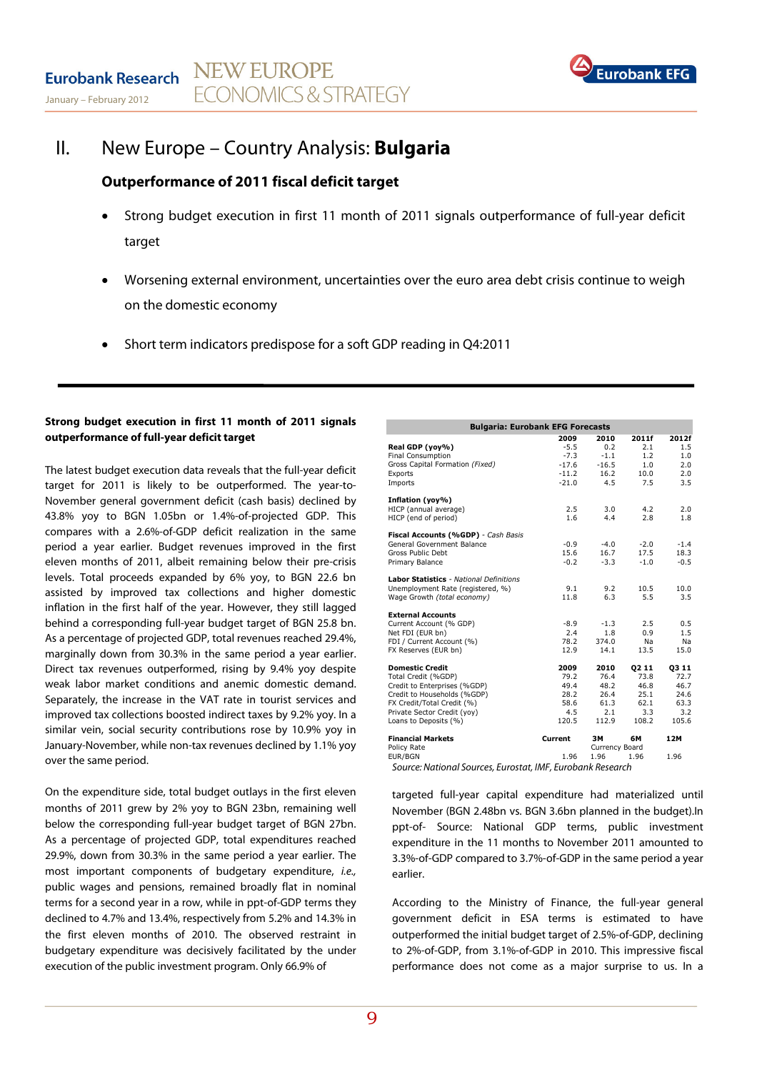# II. New Europe – Country Analysis: **Bulgaria**

## Outperformance of 2011 fiscal deficit target

- Strong budget execution in first 11 month of 2011 signals outperformance of full-year deficit target
- Worsening external environment, uncertainties over the euro area debt crisis continue to weigh on the domestic economy
- Short term indicators predispose for a soft GDP reading in Q4:2011

**Strong budget execution in first 11 month of 2011 signals outperformance of full-year deficit target**

The latest budget execution data reveals that the full-year deficit target for 2011 is likely to be outperformed. The year-to-November general government deficit (cash basis) declined by 43.8% yoy to BGN 1.05bn or 1.4%-of-projected GDP. This compares with a 2.6%-of-GDP deficit realization in the same period a year earlier. Budget revenues improved in the first eleven months of 2011, albeit remaining below their pre-crisis levels. Total proceeds expanded by 6% yoy, to BGN 22.6 bn assisted by improved tax collections and higher domestic inflation in the first half of the year. However, they still lagged behind a corresponding full-year budget target of BGN 25.8 bn. As a percentage of projected GDP, total revenues reached 29.4%, marginally down from 30.3% in the same period a year earlier. Direct tax revenues outperformed, rising by 9.4% yoy despite weak labor market conditions and anemic domestic demand. Separately, the increase in the VAT rate in tourist services and improved tax collections boosted indirect taxes by 9.2% yoy. In a similar vein, social security contributions rose by 10.9% yoy in January-November, while non-tax revenues declined by 1.1% yoy over the same period.

On the expenditure side, total budget outlays in the first eleven months of 2011 grew by 2% yoy to BGN 23bn, remaining well below the corresponding full-year budget target of BGN 27bn. As a percentage of projected GDP, total expenditures reached 29.9%, down from 30.3% in the same period a year earlier. The most important components of budgetary expenditure, *i.e.,* public wages and pensions, remained broadly flat in nominal terms for a second year in a row, while in ppt-of-GDP terms they declined to 4.7% and 13.4%, respectively from 5.2% and 14.3% in the first eleven months of 2010. The observed restraint in budgetary expenditure was decisively facilitated by the under execution of the public investment program. Only 66.9% of targeted full-year capital expenditure had materialized until November (BGN 2.48bn vs. BGN 3.6bn planned in the budget).In ppt-of- Source: National GDP terms, public investment expenditure in the 11 months to November 2011 amounted to 3.3%-of-GDP compared to 3.7%-of-GDP in the same period a year earlier.

| **Bulgaria: Eurobank EFG Forecasts** | | | | |
|---|---|---|---|---|
| | **2009** | **2010** | **2011f** | **2012f** |
| **Real GDP (yoy%)** | -5.5 | 0.2 | 2.1 | 1.5 |
| Final Consumption | -7.3 | -1.1 | 1.2 | 1.0 |
| Gross Capital Formation *(Fixed)* | -17.6 | -16.5 | 1.0 | 2.0 |
| Exports | -11.2 | 16.2 | 10.0 | 2.0 |
| Imports | -21.0 | 4.5 | 7.5 | 3.5 |
| **Inflation (yoy%)** | | | | |
| HICP (annual average) | 2.5 | 3.0 | 4.2 | 2.0 |
| HICP (end of period) | 1.6 | 4.4 | 2.8 | 1.8 |
| **Fiscal Accounts (%GDP)** *- Cash Basis* | | | | |
| General Government Balance | -0.9 | -4.0 | -2.0 | -1.4 |
| Gross Public Debt | 15.6 | 16.7 | 17.5 | 18.3 |
| Primary Balance | -0.2 | -3.3 | -1.0 | -0.5 |
| **Labor Statistics** *- National Definitions* | | | | |
| Unemployment Rate (registered, %) | 9.1 | 9.2 | 10.5 | 10.0 |
| Wage Growth *(total economy)* | 11.8 | 6.3 | 5.5 | 3.5 |
| **External Accounts** | | | | |
| Current Account (% GDP) | -8.9 | -1.3 | 2.5 | 0.5 |
| Net FDI (EUR bn) | 2.4 | 1.8 | 0.9 | 1.5 |
| FDI / Current Account (%) | 78.2 | 374.0 | Na | Na |
| FX Reserves (EUR bn) | 12.9 | 14.1 | 13.5 | 15.0 |
| **Domestic Credit** | **2009** | **2010** | **Q2 11** | **Q3 11** |
| Total Credit (%GDP) | 79.2 | 76.4 | 73.8 | 72.7 |
| Credit to Enterprises (%GDP) | 49.4 | 48.2 | 46.8 | 46.7 |
| Credit to Households (%GDP) | 28.2 | 26.4 | 25.1 | 24.6 |
| FX Credit/Total Credit (%) | 58.6 | 61.3 | 62.1 | 63.3 |
| Private Sector Credit (yoy) | 4.5 | 2.1 | 3.3 | 3.2 |
| Loans to Deposits (%) | 120.5 | 112.9 | 108.2 | 105.6 |
| **Financial Markets** | **Current** | **3M** | **6M** | **12M** |
| Policy Rate | | Currency Board | | |
| EUR/BGN | 1.96 | 1.96 | 1.96 | 1.96 |

*Source: National Sources, Eurostat, IMF, Eurobank Research*

According to the Ministry of Finance, the full-year general government deficit in ESA terms is estimated to have outperformed the initial budget target of 2.5%-of-GDP, declining to 2%-of-GDP, from 3.1%-of-GDP in 2010. This impressive fiscal performance does not come as a major surprise to us. In a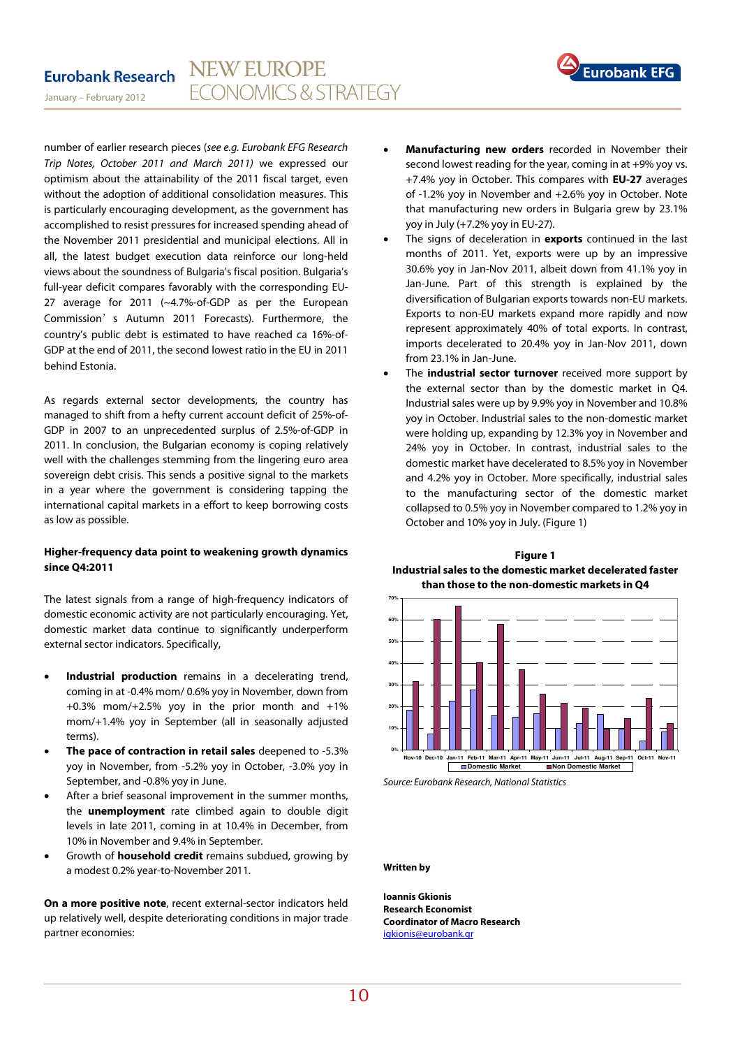number of earlier research pieces (*see e.g. Eurobank EFG Research Trip Notes, October 2011 and March 2011)* we expressed our optimism about the attainability of the 2011 fiscal target, even without the adoption of additional consolidation measures. This is particularly encouraging development, as the government has accomplished to resist pressures for increased spending ahead of the November 2011 presidential and municipal elections. All in all, the latest budget execution data reinforce our long-held views about the soundness of Bulgaria's fiscal position. Bulgaria's full-year deficit compares favorably with the corresponding EU-27 average for 2011 (~4.7%-of-GDP as per the European Commission's Autumn 2011 Forecasts). Furthermore, the country's public debt is estimated to have reached ca 16%-of-GDP at the end of 2011, the second lowest ratio in the EU in 2011 behind Estonia.

As regards external sector developments, the country has managed to shift from a hefty current account deficit of 25%-of-GDP in 2007 to an unprecedented surplus of 2.5%-of-GDP in 2011. In conclusion, the Bulgarian economy is coping relatively well with the challenges stemming from the lingering euro area sovereign debt crisis. This sends a positive signal to the markets in a year where the government is considering tapping the international capital markets in a effort to keep borrowing costs as low as possible.

**Higher-frequency data point to weakening growth dynamics since Q4:2011**

The latest signals from a range of high-frequency indicators of domestic economic activity are not particularly encouraging. Yet, domestic market data continue to significantly underperform external sector indicators. Specifically,

- **Industrial production** remains in a decelerating trend, coming in at -0.4% mom/ 0.6% yoy in November, down from +0.3% mom/+2.5% yoy in the prior month and +1% mom/+1.4% yoy in September (all in seasonally adjusted terms).
- **The pace of contraction in retail sales** deepened to -5.3% yoy in November, from -5.2% yoy in October, -3.0% yoy in September, and -0.8% yoy in June.
- After a brief seasonal improvement in the summer months, the **unemployment** rate climbed again to double digit levels in late 2011, coming in at 10.4% in December, from 10% in November and 9.4% in September.
- Growth of **household credit** remains subdued, growing by a modest 0.2% year-to-November 2011.

**On a more positive note**, recent external-sector indicators held up relatively well, despite deteriorating conditions in major trade partner economies:

- **Manufacturing new orders** recorded in November their second lowest reading for the year, coming in at +9% yoy vs. +7.4% yoy in October. This compares with **EU-27** averages of -1.2% yoy in November and +2.6% yoy in October. Note that manufacturing new orders in Bulgaria grew by 23.1% yoy in July (+7.2% yoy in EU-27).
- The signs of deceleration in **exports** continued in the last months of 2011. Yet, exports were up by an impressive 30.6% yoy in Jan-Nov 2011, albeit down from 41.1% yoy in Jan-June. Part of this strength is explained by the diversification of Bulgarian exports towards non-EU markets. Exports to non-EU markets expand more rapidly and now represent approximately 40% of total exports. In contrast, imports decelerated to 20.4% yoy in Jan-Nov 2011, down from 23.1% in Jan-June.
- The **industrial sector turnover** received more support by the external sector than by the domestic market in Q4. Industrial sales were up by 9.9% yoy in November and 10.8% yoy in October. Industrial sales to the non-domestic market were holding up, expanding by 12.3% yoy in November and 24% yoy in October. In contrast, industrial sales to the domestic market have decelerated to 8.5% yoy in November and 4.2% yoy in October. More specifically, industrial sales to the manufacturing sector of the domestic market collapsed to 0.5% yoy in November compared to 1.2% yoy in October and 10% yoy in July. (Figure 1)

**Figure 1**
**Industrial sales to the domestic market decelerated faster than those to the non-domestic markets in Q4**

Source: Eurobank Research, National Statistics

**Written by**

**Ioannis Gkionis**
**Research Economist**
**Coordinator of Macro Research**
igkionis@eurobank.gr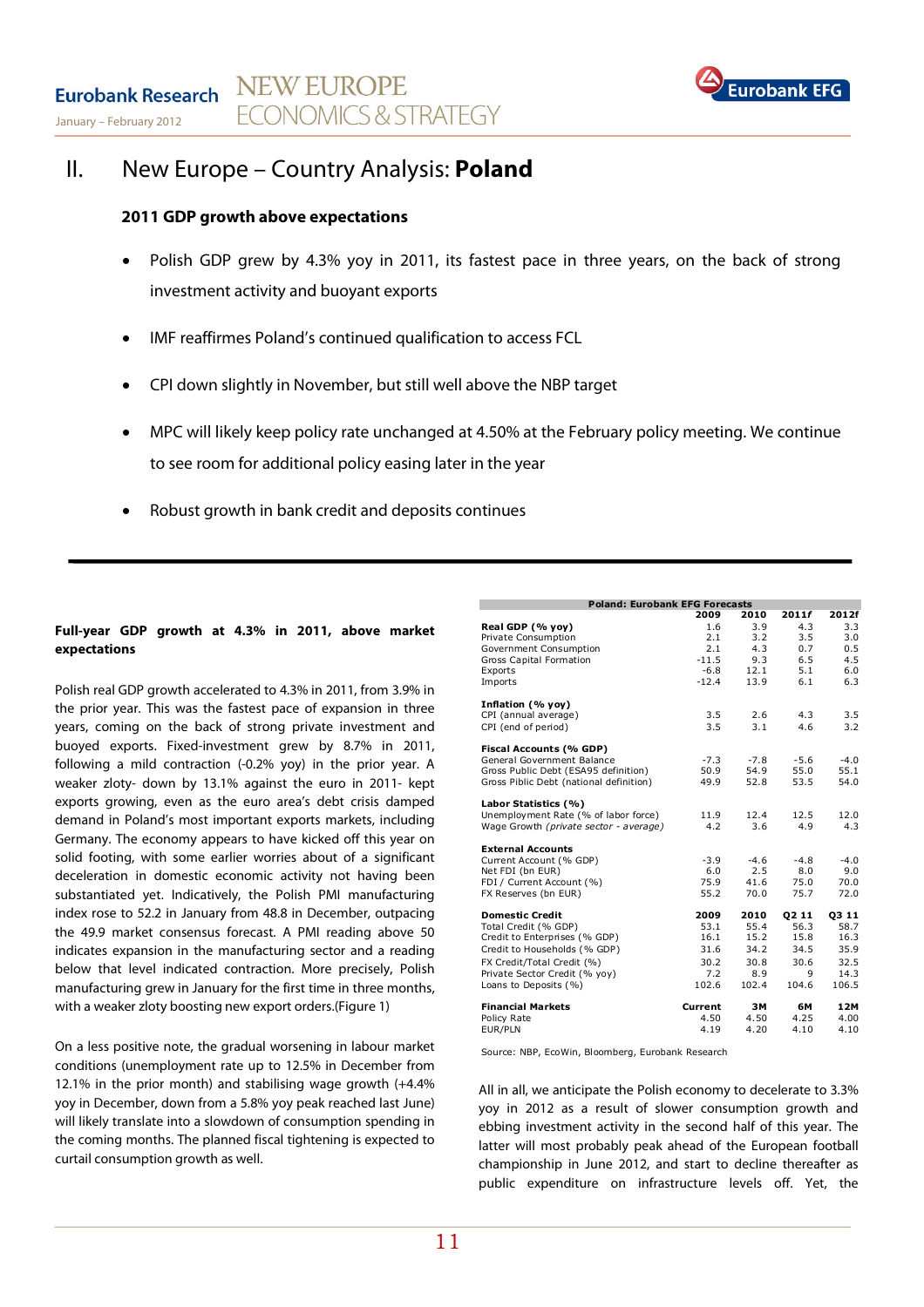## II. New Europe – Country Analysis: **Poland**

### 2011 GDP growth above expectations

- Polish GDP grew by 4.3% yoy in 2011, its fastest pace in three years, on the back of strong investment activity and buoyant exports
- IMF reaffirmes Poland's continued qualification to access FCL
- CPI down slightly in November, but still well above the NBP target
- MPC will likely keep policy rate unchanged at 4.50% at the February policy meeting. We continue to see room for additional policy easing later in the year
- Robust growth in bank credit and deposits continues

---

**Full-year GDP growth at 4.3% in 2011, above market expectations**

Polish real GDP growth accelerated to 4.3% in 2011, from 3.9% in the prior year. This was the fastest pace of expansion in three years, coming on the back of strong private investment and buoyed exports. Fixed-investment grew by 8.7% in 2011, following a mild contraction (-0.2% yoy) in the prior year. A weaker zloty- down by 13.1% against the euro in 2011- kept exports growing, even as the euro area's debt crisis damped demand in Poland's most important exports markets, including Germany. The economy appears to have kicked off this year on solid footing, with some earlier worries about of a significant deceleration in domestic economic activity not having been substantiated yet. Indicatively, the Polish PMI manufacturing index rose to 52.2 in January from 48.8 in December, outpacing the 49.9 market consensus forecast. A PMI reading above 50 indicates expansion in the manufacturing sector and a reading below that level indicated contraction. More precisely, Polish manufacturing grew in January for the first time in three months, with a weaker zloty boosting new export orders.(Figure 1)

On a less positive note, the gradual worsening in labour market conditions (unemployment rate up to 12.5% in December from 12.1% in the prior month) and stabilising wage growth (+4.4% yoy in December, down from a 5.8% yoy peak reached last June) will likely translate into a slowdown of consumption spending in the coming months. The planned fiscal tightening is expected to curtail consumption growth as well.

| Poland: Eurobank EFG Forecasts | 2009 | 2010 | 2011f | 2012f |
|---|---|---|---|---|
| **Real GDP (% yoy)** | 1.6 | 3.9 | 4.3 | 3.3 |
| Private Consumption | 2.1 | 3.2 | 3.5 | 3.0 |
| Government Consumption | 2.1 | 4.3 | 0.7 | 0.5 |
| Gross Capital Formation | -11.5 | 9.3 | 6.5 | 4.5 |
| Exports | -6.8 | 12.1 | 5.1 | 6.0 |
| Imports | -12.4 | 13.9 | 6.1 | 6.3 |
| **Inflation (% yoy)** | | | | |
| CPI (annual average) | 3.5 | 2.6 | 4.3 | 3.5 |
| CPI (end of period) | 3.5 | 3.1 | 4.6 | 3.2 |
| **Fiscal Accounts (% GDP)** | | | | |
| General Government Balance | -7.3 | -7.8 | -5.6 | -4.0 |
| Gross Public Debt (ESA95 definition) | 50.9 | 54.9 | 55.0 | 55.1 |
| Gross Piblic Debt (national definition) | 49.9 | 52.8 | 53.5 | 54.0 |
| **Labor Statistics (%)** | | | | |
| Unemployment Rate (% of labor force) | 11.9 | 12.4 | 12.5 | 12.0 |
| Wage Growth *(private sector - average)* | 4.2 | 3.6 | 4.9 | 4.3 |
| **External Accounts** | | | | |
| Current Account (% GDP) | -3.9 | -4.6 | -4.8 | -4.0 |
| Net FDI (bn EUR) | 6.0 | 2.5 | 8.0 | 9.0 |
| FDI / Current Account (%) | 75.9 | 41.6 | 75.0 | 70.0 |
| FX Reserves (bn EUR) | 55.2 | 70.0 | 75.7 | 72.0 |
| **Domestic Credit** | **2009** | **2010** | **Q2 11** | **Q3 11** |
| Total Credit (% GDP) | 53.1 | 55.4 | 56.3 | 58.7 |
| Credit to Enterprises (% GDP) | 16.1 | 15.2 | 15.8 | 16.3 |
| Credit to Households (% GDP) | 31.6 | 34.2 | 34.5 | 35.9 |
| FX Credit/Total Credit (%) | 30.2 | 30.8 | 30.6 | 32.5 |
| Private Sector Credit (% yoy) | 7.2 | 8.9 | 9 | 14.3 |
| Loans to Deposits (%) | 102.6 | 102.4 | 104.6 | 106.5 |
| **Financial Markets** | **Current** | **3M** | **6M** | **12M** |
| Policy Rate | 4.50 | 4.50 | 4.25 | 4.00 |
| EUR/PLN | 4.19 | 4.20 | 4.10 | 4.10 |

Source: NBP, EcoWin, Bloomberg, Eurobank Research

All in all, we anticipate the Polish economy to decelerate to 3.3% yoy in 2012 as a result of slower consumption growth and ebbing investment activity in the second half of this year. The latter will most probably peak ahead of the European football championship in June 2012, and start to decline thereafter as public expenditure on infrastructure levels off. Yet, the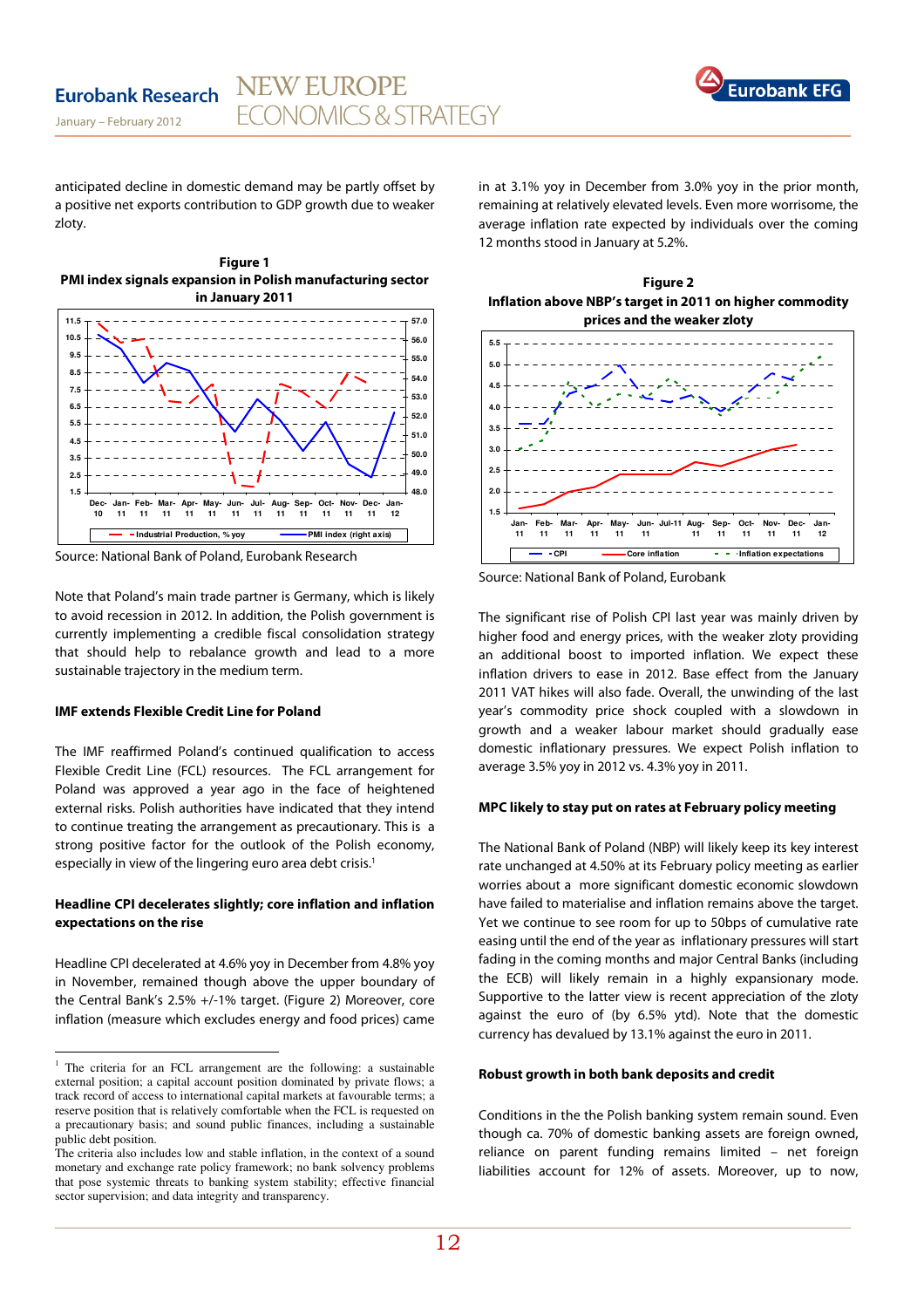anticipated decline in domestic demand may be partly offset by a positive net exports contribution to GDP growth due to weaker zloty.

**Figure 1**
**PMI index signals expansion in Polish manufacturing sector in January 2011**

Source: National Bank of Poland, Eurobank Research

Note that Poland's main trade partner is Germany, which is likely to avoid recession in 2012. In addition, the Polish government is currently implementing a credible fiscal consolidation strategy that should help to rebalance growth and lead to a more sustainable trajectory in the medium term.

**IMF extends Flexible Credit Line for Poland**

The IMF reaffirmed Poland's continued qualification to access Flexible Credit Line (FCL) resources. The FCL arrangement for Poland was approved a year ago in the face of heightened external risks. Polish authorities have indicated that they intend to continue treating the arrangement as precautionary. This is a strong positive factor for the outlook of the Polish economy, especially in view of the lingering euro area debt crisis.[1]

**Headline CPI decelerates slightly; core inflation and inflation expectations on the rise**

Headline CPI decelerated at 4.6% yoy in December from 4.8% yoy in November, remained though above the upper boundary of the Central Bank's 2.5% +/-1% target. (Figure 2) Moreover, core inflation (measure which excludes energy and food prices) came in at 3.1% yoy in December from 3.0% yoy in the prior month, remaining at relatively elevated levels. Even more worrisome, the average inflation rate expected by individuals over the coming 12 months stood in January at 5.2%.

**Figure 2**
**Inflation above NBP's target in 2011 on higher commodity prices and the weaker zloty**

Source: National Bank of Poland, Eurobank

The significant rise of Polish CPI last year was mainly driven by higher food and energy prices, with the weaker zloty providing an additional boost to imported inflation. We expect these inflation drivers to ease in 2012. Base effect from the January 2011 VAT hikes will also fade. Overall, the unwinding of the last year's commodity price shock coupled with a slowdown in growth and a weaker labour market should gradually ease domestic inflationary pressures. We expect Polish inflation to average 3.5% yoy in 2012 vs. 4.3% yoy in 2011.

**MPC likely to stay put on rates at February policy meeting**

The National Bank of Poland (NBP) will likely keep its key interest rate unchanged at 4.50% at its February policy meeting as earlier worries about a more significant domestic economic slowdown have failed to materialise and inflation remains above the target. Yet we continue to see room for up to 50bps of cumulative rate easing until the end of the year as inflationary pressures will start fading in the coming months and major Central Banks (including the ECB) will likely remain in a highly expansionary mode. Supportive to the latter view is recent appreciation of the zloty against the euro of (by 6.5% ytd). Note that the domestic currency has devalued by 13.1% against the euro in 2011.

**Robust growth in both bank deposits and credit**

Conditions in the the Polish banking system remain sound. Even though ca. 70% of domestic banking assets are foreign owned, reliance on parent funding remains limited – net foreign liabilities account for 12% of assets. Moreover, up to now,

---

[1] The criteria for an FCL arrangement are the following: a sustainable external position; a capital account position dominated by private flows; a track record of access to international capital markets at favourable terms; a reserve position that is relatively comfortable when the FCL is requested on a precautionary basis; and sound public finances, including a sustainable public debt position.
The criteria also includes low and stable inflation, in the context of a sound monetary and exchange rate policy framework; no bank solvency problems that pose systemic threats to banking system stability; effective financial sector supervision; and data integrity and transparency.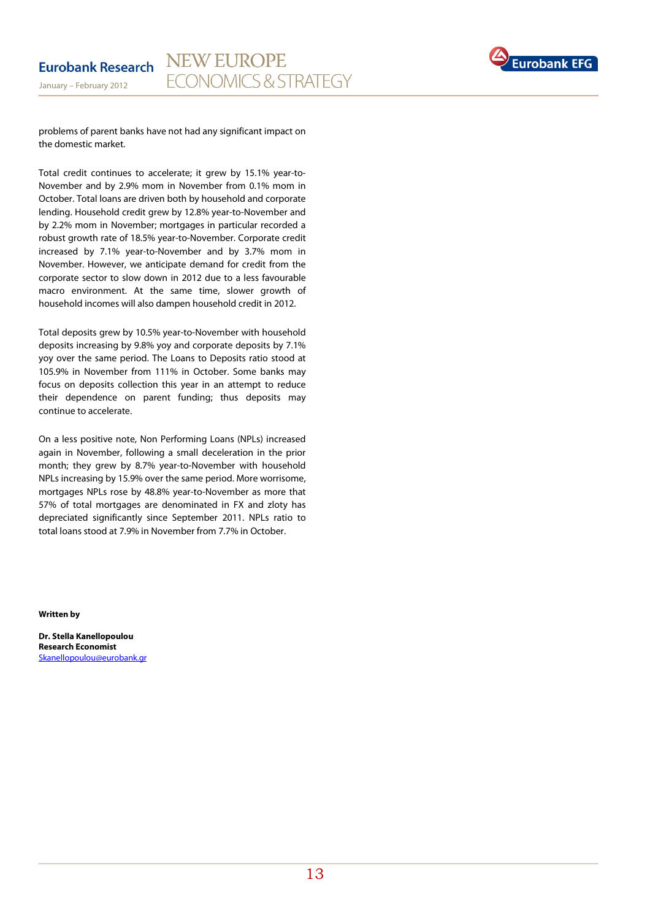problems of parent banks have not had any significant impact on the domestic market.

Total credit continues to accelerate; it grew by 15.1% year-to-November and by 2.9% mom in November from 0.1% mom in October. Total loans are driven both by household and corporate lending. Household credit grew by 12.8% year-to-November and by 2.2% mom in November; mortgages in particular recorded a robust growth rate of 18.5% year-to-November. Corporate credit increased by 7.1% year-to-November and by 3.7% mom in November. However, we anticipate demand for credit from the corporate sector to slow down in 2012 due to a less favourable macro environment. At the same time, slower growth of household incomes will also dampen household credit in 2012.

Total deposits grew by 10.5% year-to-November with household deposits increasing by 9.8% yoy and corporate deposits by 7.1% yoy over the same period. The Loans to Deposits ratio stood at 105.9% in November from 111% in October. Some banks may focus on deposits collection this year in an attempt to reduce their dependence on parent funding; thus deposits may continue to accelerate.

On a less positive note, Non Performing Loans (NPLs) increased again in November, following a small deceleration in the prior month; they grew by 8.7% year-to-November with household NPLs increasing by 15.9% over the same period. More worrisome, mortgages NPLs rose by 48.8% year-to-November as more that 57% of total mortgages are denominated in FX and zloty has depreciated significantly since September 2011. NPLs ratio to total loans stood at 7.9% in November from 7.7% in October.

**Written by**

**Dr. Stella Kanellopoulou**
**Research Economist**
Skanellopoulou@eurobank.gr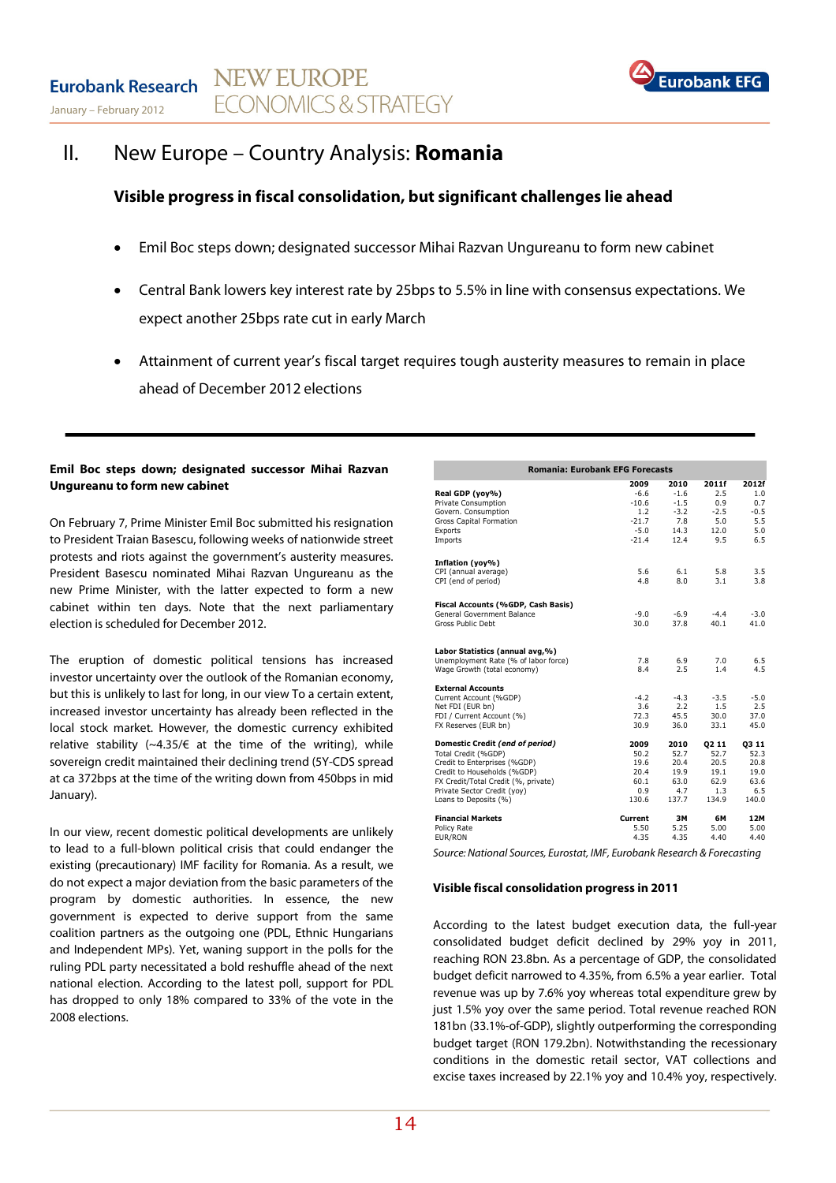# II. New Europe – Country Analysis: **Romania**

### Visible progress in fiscal consolidation, but significant challenges lie ahead

- Emil Boc steps down; designated successor Mihai Razvan Ungureanu to form new cabinet
- Central Bank lowers key interest rate by 25bps to 5.5% in line with consensus expectations. We expect another 25bps rate cut in early March
- Attainment of current year's fiscal target requires tough austerity measures to remain in place ahead of December 2012 elections

**Emil Boc steps down; designated successor Mihai Razvan Ungureanu to form new cabinet**

On February 7, Prime Minister Emil Boc submitted his resignation to President Traian Basescu, following weeks of nationwide street protests and riots against the government's austerity measures. President Basescu nominated Mihai Razvan Ungureanu as the new Prime Minister, with the latter expected to form a new cabinet within ten days. Note that the next parliamentary election is scheduled for December 2012.

The eruption of domestic political tensions has increased investor uncertainty over the outlook of the Romanian economy, but this is unlikely to last for long, in our view To a certain extent, increased investor uncertainty has already been reflected in the local stock market. However, the domestic currency exhibited relative stability (~4.35/€ at the time of the writing), while sovereign credit maintained their declining trend (5Y-CDS spread at ca 372bps at the time of the writing down from 450bps in mid January).

In our view, recent domestic political developments are unlikely to lead to a full-blown political crisis that could endanger the existing (precautionary) IMF facility for Romania. As a result, we do not expect a major deviation from the basic parameters of the program by domestic authorities. In essence, the new government is expected to derive support from the same coalition partners as the outgoing one (PDL, Ethnic Hungarians and Independent MPs). Yet, waning support in the polls for the ruling PDL party necessitated a bold reshuffle ahead of the next national election. According to the latest poll, support for PDL has dropped to only 18% compared to 33% of the vote in the 2008 elections.

| Romania: Eurobank EFG Forecasts | | | | |
|---|---|---|---|---|
| | 2009 | 2010 | 2011f | 2012f |
| **Real GDP (yoy%)** | -6.6 | -1.6 | 2.5 | 1.0 |
| Private Consumption | -10.6 | -1.5 | 0.9 | 0.7 |
| Govern. Consumption | 1.2 | -3.2 | -2.5 | -0.5 |
| Gross Capital Formation | -21.7 | 7.8 | 5.0 | 5.5 |
| Exports | -5.0 | 14.3 | 12.0 | 5.0 |
| Imports | -21.4 | 12.4 | 9.5 | 6.5 |
| **Inflation (yoy%)** | | | | |
| CPI (annual average) | 5.6 | 6.1 | 5.8 | 3.5 |
| CPI (end of period) | 4.8 | 8.0 | 3.1 | 3.8 |
| **Fiscal Accounts (%GDP, Cash Basis)** | | | | |
| General Government Balance | -9.0 | -6.9 | -4.4 | -3.0 |
| Gross Public Debt | 30.0 | 37.8 | 40.1 | 41.0 |
| **Labor Statistics (annual avg,%)** | | | | |
| Unemployment Rate (% of labor force) | 7.8 | 6.9 | 7.0 | 6.5 |
| Wage Growth (total economy) | 8.4 | 2.5 | 1.4 | 4.5 |
| **External Accounts** | | | | |
| Current Account (%GDP) | -4.2 | -4.3 | -3.5 | -5.0 |
| Net FDI (EUR bn) | 3.6 | 2.2 | 1.5 | 2.5 |
| FDI / Current Account (%) | 72.3 | 45.5 | 30.0 | 37.0 |
| FX Reserves (EUR bn) | 30.9 | 36.0 | 33.1 | 45.0 |
| ***Domestic Credit** (end of period)* | **2009** | **2010** | **Q2 11** | **Q3 11** |
| Total Credit (%GDP) | 50.2 | 52.7 | 52.7 | 52.3 |
| Credit to Enterprises (%GDP) | 19.6 | 20.4 | 20.5 | 20.8 |
| Credit to Households (%GDP) | 20.4 | 19.9 | 19.1 | 19.0 |
| FX Credit/Total Credit (%, private) | 60.1 | 63.0 | 62.9 | 63.6 |
| Private Sector Credit (yoy) | 0.9 | 4.7 | 1.3 | 6.5 |
| Loans to Deposits (%) | 130.6 | 137.7 | 134.9 | 140.0 |
| **Financial Markets** | **Current** | **3M** | **6M** | **12M** |
| Policy Rate | 5.50 | 5.25 | 5.00 | 5.00 |
| EUR/RON | 4.35 | 4.35 | 4.40 | 4.40 |

*Source: National Sources, Eurostat, IMF, Eurobank Research & Forecasting*

**Visible fiscal consolidation progress in 2011**

According to the latest budget execution data, the full-year consolidated budget deficit declined by 29% yoy in 2011, reaching RON 23.8bn. As a percentage of GDP, the consolidated budget deficit narrowed to 4.35%, from 6.5% a year earlier. Total revenue was up by 7.6% yoy whereas total expenditure grew by just 1.5% yoy over the same period. Total revenue reached RON 181bn (33.1%-of-GDP), slightly outperforming the corresponding budget target (RON 179.2bn). Notwithstanding the recessionary conditions in the domestic retail sector, VAT collections and excise taxes increased by 22.1% yoy and 10.4% yoy, respectively.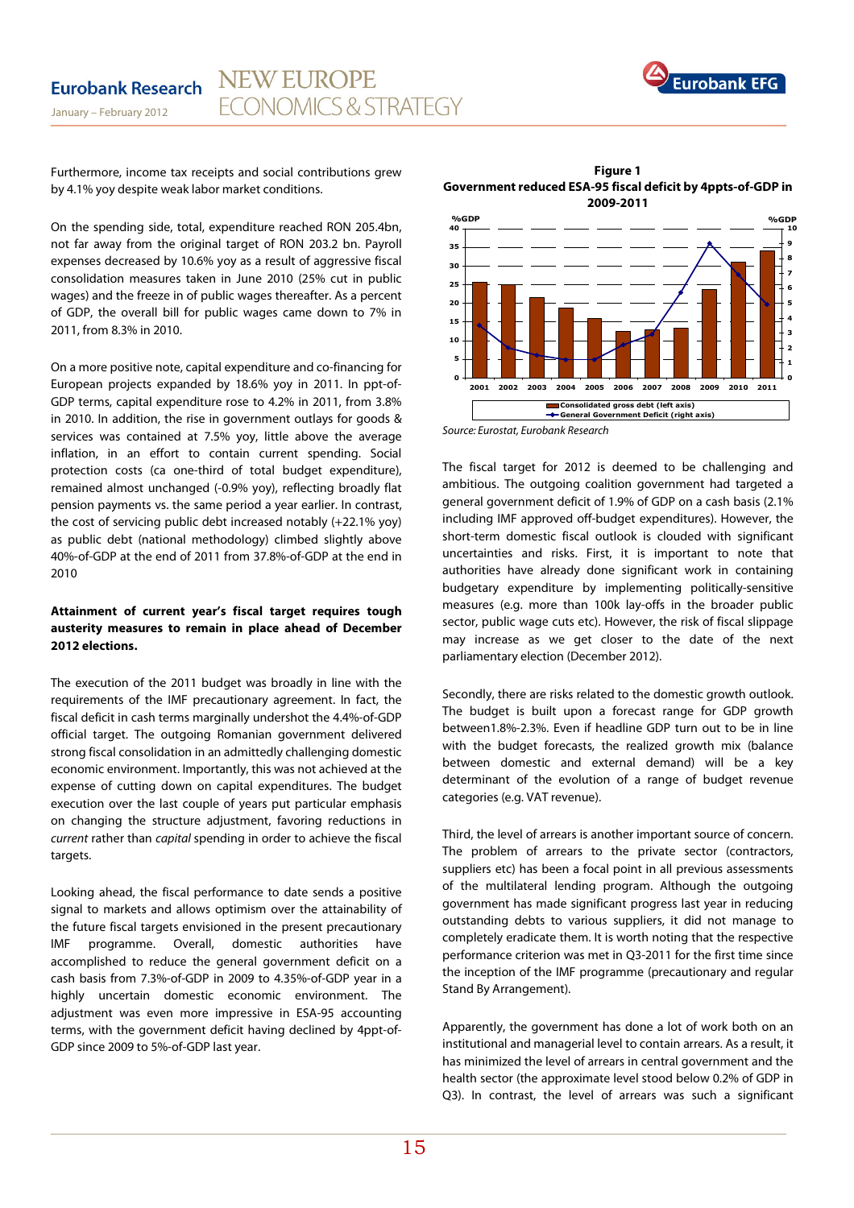Furthermore, income tax receipts and social contributions grew by 4.1% yoy despite weak labor market conditions.

On the spending side, total, expenditure reached RON 205.4bn, not far away from the original target of RON 203.2 bn. Payroll expenses decreased by 10.6% yoy as a result of aggressive fiscal consolidation measures taken in June 2010 (25% cut in public wages) and the freeze in of public wages thereafter. As a percent of GDP, the overall bill for public wages came down to 7% in 2011, from 8.3% in 2010.

On a more positive note, capital expenditure and co-financing for European projects expanded by 18.6% yoy in 2011. In ppt-of-GDP terms, capital expenditure rose to 4.2% in 2011, from 3.8% in 2010. In addition, the rise in government outlays for goods & services was contained at 7.5% yoy, little above the average inflation, in an effort to contain current spending. Social protection costs (ca one-third of total budget expenditure), remained almost unchanged (-0.9% yoy), reflecting broadly flat pension payments vs. the same period a year earlier. In contrast, the cost of servicing public debt increased notably (+22.1% yoy) as public debt (national methodology) climbed slightly above 40%-of-GDP at the end of 2011 from 37.8%-of-GDP at the end in 2010

**Attainment of current year's fiscal target requires tough austerity measures to remain in place ahead of December 2012 elections.**

The execution of the 2011 budget was broadly in line with the requirements of the IMF precautionary agreement. In fact, the fiscal deficit in cash terms marginally undershot the 4.4%-of-GDP official target. The outgoing Romanian government delivered strong fiscal consolidation in an admittedly challenging domestic economic environment. Importantly, this was not achieved at the expense of cutting down on capital expenditures. The budget execution over the last couple of years put particular emphasis on changing the structure adjustment, favoring reductions in *current* rather than *capital* spending in order to achieve the fiscal targets.

Looking ahead, the fiscal performance to date sends a positive signal to markets and allows optimism over the attainability of the future fiscal targets envisioned in the present precautionary IMF programme. Overall, domestic authorities have accomplished to reduce the general government deficit on a cash basis from 7.3%-of-GDP in 2009 to 4.35%-of-GDP year in a highly uncertain domestic economic environment. The adjustment was even more impressive in ESA-95 accounting terms, with the government deficit having declined by 4ppt-of-GDP since 2009 to 5%-of-GDP last year.

**Figure 1**
**Government reduced ESA-95 fiscal deficit by 4ppts-of-GDP in 2009-2011**

Source: Eurostat, Eurobank Research

The fiscal target for 2012 is deemed to be challenging and ambitious. The outgoing coalition government had targeted a general government deficit of 1.9% of GDP on a cash basis (2.1% including IMF approved off-budget expenditures). However, the short-term domestic fiscal outlook is clouded with significant uncertainties and risks. First, it is important to note that authorities have already done significant work in containing budgetary expenditure by implementing politically-sensitive measures (e.g. more than 100k lay-offs in the broader public sector, public wage cuts etc). However, the risk of fiscal slippage may increase as we get closer to the date of the next parliamentary election (December 2012).

Secondly, there are risks related to the domestic growth outlook. The budget is built upon a forecast range for GDP growth between1.8%-2.3%. Even if headline GDP turn out to be in line with the budget forecasts, the realized growth mix (balance between domestic and external demand) will be a key determinant of the evolution of a range of budget revenue categories (e.g. VAT revenue).

Third, the level of arrears is another important source of concern. The problem of arrears to the private sector (contractors, suppliers etc) has been a focal point in all previous assessments of the multilateral lending program. Although the outgoing government has made significant progress last year in reducing outstanding debts to various suppliers, it did not manage to completely eradicate them. It is worth noting that the respective performance criterion was met in Q3-2011 for the first time since the inception of the IMF programme (precautionary and regular Stand By Arrangement).

Apparently, the government has done a lot of work both on an institutional and managerial level to contain arrears. As a result, it has minimized the level of arrears in central government and the health sector (the approximate level stood below 0.2% of GDP in Q3). In contrast, the level of arrears was such a significant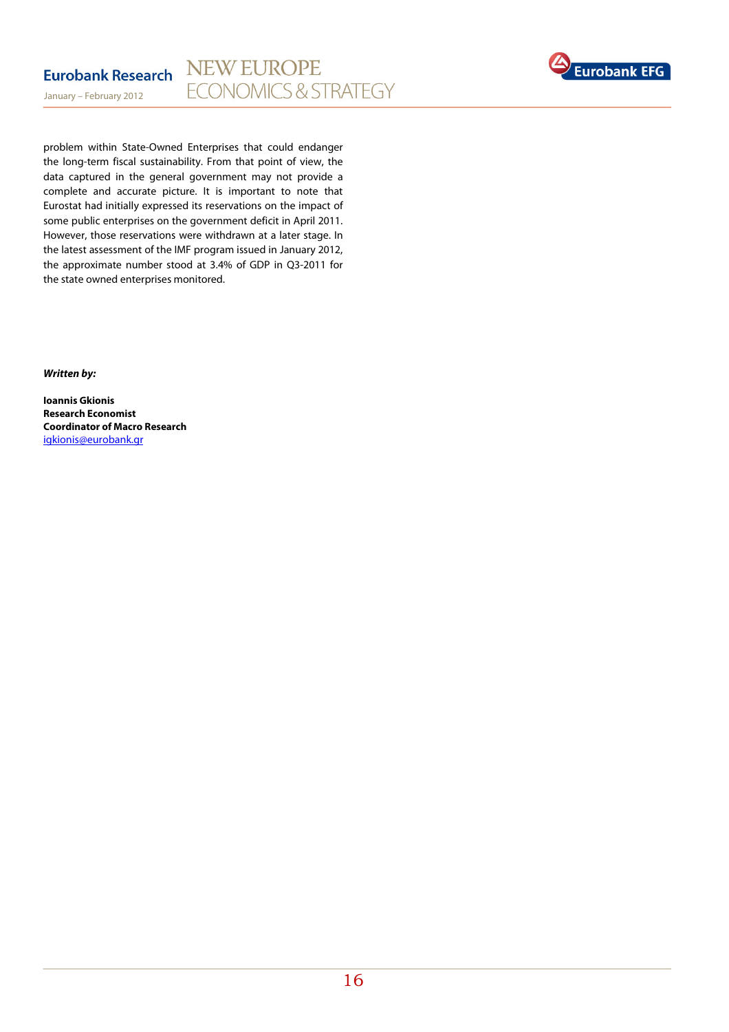problem within State-Owned Enterprises that could endanger the long-term fiscal sustainability. From that point of view, the data captured in the general government may not provide a complete and accurate picture. It is important to note that Eurostat had initially expressed its reservations on the impact of some public enterprises on the government deficit in April 2011. However, those reservations were withdrawn at a later stage. In the latest assessment of the IMF program issued in January 2012, the approximate number stood at 3.4% of GDP in Q3-2011 for the state owned enterprises monitored.

***Written by:***

**Ioannis Gkionis**
**Research Economist**
**Coordinator of Macro Research**
igkionis@eurobank.gr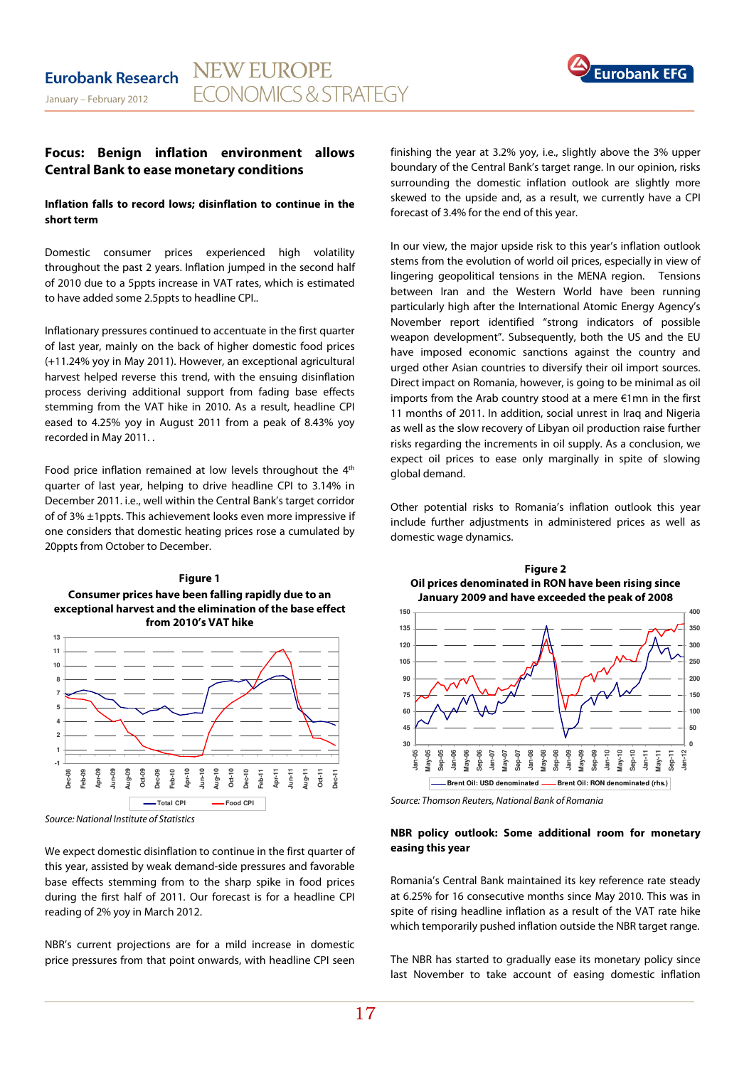## Focus: Benign inflation environment allows Central Bank to ease monetary conditions

**Inflation falls to record lows; disinflation to continue in the short term**

Domestic consumer prices experienced high volatility throughout the past 2 years. Inflation jumped in the second half of 2010 due to a 5ppts increase in VAT rates, which is estimated to have added some 2.5ppts to headline CPI..

Inflationary pressures continued to accentuate in the first quarter of last year, mainly on the back of higher domestic food prices (+11.24% yoy in May 2011). However, an exceptional agricultural harvest helped reverse this trend, with the ensuing disinflation process deriving additional support from fading base effects stemming from the VAT hike in 2010. As a result, headline CPI eased to 4.25% yoy in August 2011 from a peak of 8.43% yoy recorded in May 2011. .

Food price inflation remained at low levels throughout the 4th quarter of last year, helping to drive headline CPI to 3.14% in December 2011. i.e., well within the Central Bank's target corridor of of 3% ±1ppts. This achievement looks even more impressive if one considers that domestic heating prices rose a cumulated by 20ppts from October to December.

**Figure 1**
**Consumer prices have been falling rapidly due to an exceptional harvest and the elimination of the base effect from 2010's VAT hike**

*Source: National Institute of Statistics*

We expect domestic disinflation to continue in the first quarter of this year, assisted by weak demand-side pressures and favorable base effects stemming from to the sharp spike in food prices during the first half of 2011. Our forecast is for a headline CPI reading of 2% yoy in March 2012.

NBR's current projections are for a mild increase in domestic price pressures from that point onwards, with headline CPI seen finishing the year at 3.2% yoy, i.e., slightly above the 3% upper boundary of the Central Bank's target range. In our opinion, risks surrounding the domestic inflation outlook are slightly more skewed to the upside and, as a result, we currently have a CPI forecast of 3.4% for the end of this year.

In our view, the major upside risk to this year's inflation outlook stems from the evolution of world oil prices, especially in view of lingering geopolitical tensions in the MENA region. Tensions between Iran and the Western World have been running particularly high after the International Atomic Energy Agency's November report identified "strong indicators of possible weapon development". Subsequently, both the US and the EU have imposed economic sanctions against the country and urged other Asian countries to diversify their oil import sources. Direct impact on Romania, however, is going to be minimal as oil imports from the Arab country stood at a mere €1mn in the first 11 months of 2011. In addition, social unrest in Iraq and Nigeria as well as the slow recovery of Libyan oil production raise further risks regarding the increments in oil supply. As a conclusion, we expect oil prices to ease only marginally in spite of slowing global demand.

Other potential risks to Romania's inflation outlook this year include further adjustments in administered prices as well as domestic wage dynamics.

**Figure 2**
**Oil prices denominated in RON have been rising since January 2009 and have exceeded the peak of 2008**

*Source: Thomson Reuters, National Bank of Romania*

**NBR policy outlook: Some additional room for monetary easing this year**

Romania's Central Bank maintained its key reference rate steady at 6.25% for 16 consecutive months since May 2010. This was in spite of rising headline inflation as a result of the VAT rate hike which temporarily pushed inflation outside the NBR target range.

The NBR has started to gradually ease its monetary policy since last November to take account of easing domestic inflation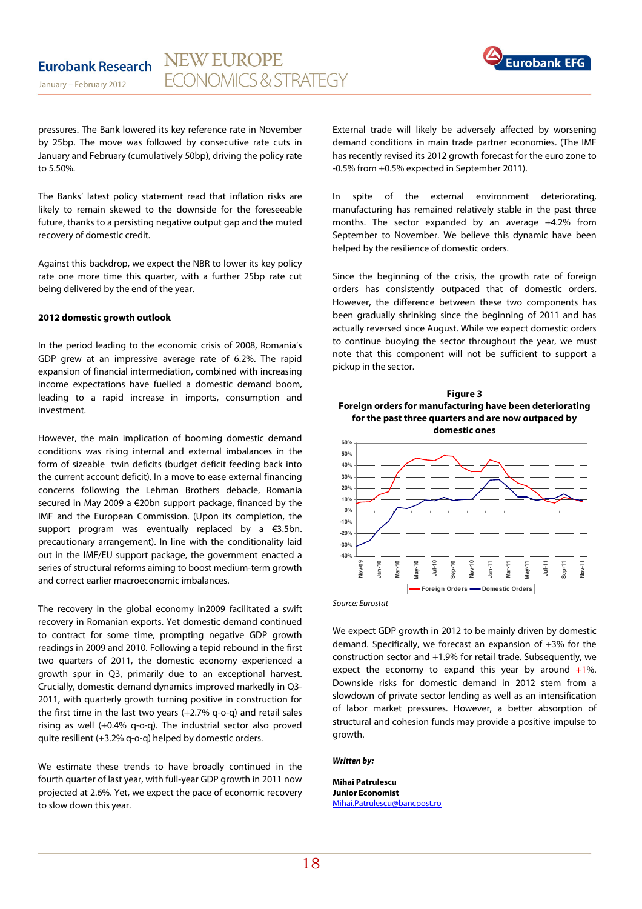pressures. The Bank lowered its key reference rate in November by 25bp. The move was followed by consecutive rate cuts in January and February (cumulatively 50bp), driving the policy rate to 5.50%.

The Banks' latest policy statement read that inflation risks are likely to remain skewed to the downside for the foreseeable future, thanks to a persisting negative output gap and the muted recovery of domestic credit.

Against this backdrop, we expect the NBR to lower its key policy rate one more time this quarter, with a further 25bp rate cut being delivered by the end of the year.

**2012 domestic growth outlook**

In the period leading to the economic crisis of 2008, Romania's GDP grew at an impressive average rate of 6.2%. The rapid expansion of financial intermediation, combined with increasing income expectations have fuelled a domestic demand boom, leading to a rapid increase in imports, consumption and investment.

However, the main implication of booming domestic demand conditions was rising internal and external imbalances in the form of sizeable twin deficits (budget deficit feeding back into the current account deficit). In a move to ease external financing concerns following the Lehman Brothers debacle, Romania secured in May 2009 a €20bn support package, financed by the IMF and the European Commission. (Upon its completion, the support program was eventually replaced by a €3.5bn. precautionary arrangement). In line with the conditionality laid out in the IMF/EU support package, the government enacted a series of structural reforms aiming to boost medium-term growth and correct earlier macroeconomic imbalances.

The recovery in the global economy in2009 facilitated a swift recovery in Romanian exports. Yet domestic demand continued to contract for some time, prompting negative GDP growth readings in 2009 and 2010. Following a tepid rebound in the first two quarters of 2011, the domestic economy experienced a growth spur in Q3, primarily due to an exceptional harvest. Crucially, domestic demand dynamics improved markedly in Q3-2011, with quarterly growth turning positive in construction for the first time in the last two years (+2.7% q-o-q) and retail sales rising as well (+0.4% q-o-q). The industrial sector also proved quite resilient (+3.2% q-o-q) helped by domestic orders.

We estimate these trends to have broadly continued in the fourth quarter of last year, with full-year GDP growth in 2011 now projected at 2.6%. Yet, we expect the pace of economic recovery to slow down this year.

External trade will likely be adversely affected by worsening demand conditions in main trade partner economies. (The IMF has recently revised its 2012 growth forecast for the euro zone to -0.5% from +0.5% expected in September 2011).

In spite of the external environment deteriorating, manufacturing has remained relatively stable in the past three months. The sector expanded by an average +4.2% from September to November. We believe this dynamic have been helped by the resilience of domestic orders.

Since the beginning of the crisis, the growth rate of foreign orders has consistently outpaced that of domestic orders. However, the difference between these two components has been gradually shrinking since the beginning of 2011 and has actually reversed since August. While we expect domestic orders to continue buoying the sector throughout the year, we must note that this component will not be sufficient to support a pickup in the sector.

**Figure 3**
**Foreign orders for manufacturing have been deteriorating for the past three quarters and are now outpaced by domestic ones**

*Source: Eurostat*

We expect GDP growth in 2012 to be mainly driven by domestic demand. Specifically, we forecast an expansion of +3% for the construction sector and +1.9% for retail trade. Subsequently, we expect the economy to expand this year by around +1%. Downside risks for domestic demand in 2012 stem from a slowdown of private sector lending as well as an intensification of labor market pressures. However, a better absorption of structural and cohesion funds may provide a positive impulse to growth.

***Written by:***

**Mihai Patrulescu**
**Junior Economist**
Mihai.Patrulescu@bancpost.ro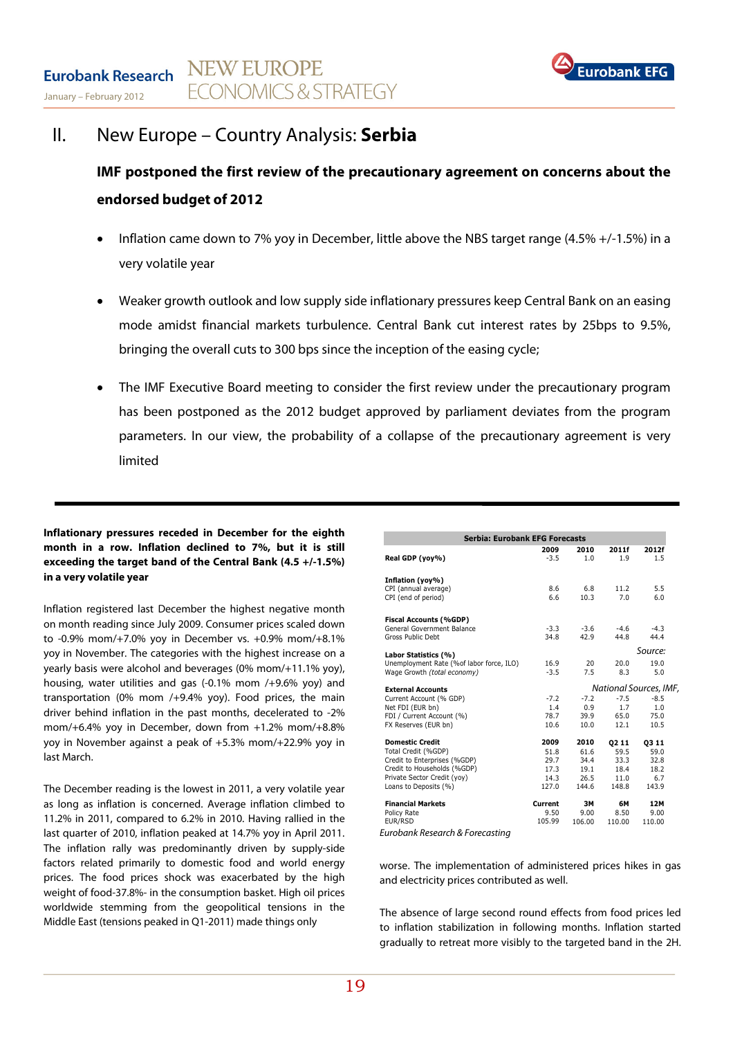## II. New Europe – Country Analysis: **Serbia**

### IMF postponed the first review of the precautionary agreement on concerns about the endorsed budget of 2012

- Inflation came down to 7% yoy in December, little above the NBS target range (4.5% +/-1.5%) in a very volatile year
- Weaker growth outlook and low supply side inflationary pressures keep Central Bank on an easing mode amidst financial markets turbulence. Central Bank cut interest rates by 25bps to 9.5%, bringing the overall cuts to 300 bps since the inception of the easing cycle;
- The IMF Executive Board meeting to consider the first review under the precautionary program has been postponed as the 2012 budget approved by parliament deviates from the program parameters. In our view, the probability of a collapse of the precautionary agreement is very limited

**Inflationary pressures receded in December for the eighth month in a row. Inflation declined to 7%, but it is still exceeding the target band of the Central Bank (4.5 +/-1.5%) in a very volatile year**

Inflation registered last December the highest negative month on month reading since July 2009. Consumer prices scaled down to -0.9% mom/+7.0% yoy in December vs. +0.9% mom/+8.1% yoy in November. The categories with the highest increase on a yearly basis were alcohol and beverages (0% mom/+11.1% yoy), housing, water utilities and gas (-0.1% mom /+9.6% yoy) and transportation (0% mom /+9.4% yoy). Food prices, the main driver behind inflation in the past months, decelerated to -2% mom/+6.4% yoy in December, down from +1.2% mom/+8.8% yoy in November against a peak of +5.3% mom/+22.9% yoy in last March.

The December reading is the lowest in 2011, a very volatile year as long as inflation is concerned. Average inflation climbed to 11.2% in 2011, compared to 6.2% in 2010. Having rallied in the last quarter of 2010, inflation peaked at 14.7% yoy in April 2011. The inflation rally was predominantly driven by supply-side factors related primarily to domestic food and world energy prices. The food prices shock was exacerbated by the high weight of food-37.8%- in the consumption basket. High oil prices worldwide stemming from the geopolitical tensions in the Middle East (tensions peaked in Q1-2011) made things only worse. The implementation of administered prices hikes in gas and electricity prices contributed as well.

The absence of large second round effects from food prices led to inflation stabilization in following months. Inflation started gradually to retreat more visibly to the targeted band in the 2H.

| Serbia: Eurobank EFG Forecasts | | | | |
|---|---|---|---|---|
| | 2009 | 2010 | 2011f | 2012f |
| **Real GDP (yoy%)** | -3.5 | 1.0 | 1.9 | 1.5 |
| **Inflation (yoy%)** | | | | |
| CPI (annual average) | 8.6 | 6.8 | 11.2 | 5.5 |
| CPI (end of period) | 6.6 | 10.3 | 7.0 | 6.0 |
| **Fiscal Accounts (%GDP)** | | | | |
| General Government Balance | -3.3 | -3.6 | -4.6 | -4.3 |
| Gross Public Debt | 34.8 | 42.9 | 44.8 | 44.4 |
| **Labor Statistics (%)** | | | | |
| Unemployment Rate (%of labor force, ILO) | 16.9 | 20 | 20.0 | 19.0 |
| Wage Growth *(total economy)* | -3.5 | 7.5 | 8.3 | 5.0 |
| **External Accounts** | | | | |
| Current Account (% GDP) | -7.2 | -7.2 | -7.5 | -8.5 |
| Net FDI (EUR bn) | 1.4 | 0.9 | 1.7 | 1.0 |
| FDI / Current Account (%) | 78.7 | 39.9 | 65.0 | 75.0 |
| FX Reserves (EUR bn) | 10.6 | 10.0 | 12.1 | 10.5 |
| **Domestic Credit** | **2009** | **2010** | **Q2 11** | **Q3 11** |
| Total Credit (%GDP) | 51.8 | 61.6 | 59.5 | 59.0 |
| Credit to Enterprises (%GDP) | 29.7 | 34.4 | 33.3 | 32.8 |
| Credit to Households (%GDP) | 17.3 | 19.1 | 18.4 | 18.2 |
| Private Sector Credit (yoy) | 14.3 | 26.5 | 11.0 | 6.7 |
| Loans to Deposits (%) | 127.0 | 144.6 | 148.8 | 143.9 |
| **Financial Markets** | **Current** | **3M** | **6M** | **12M** |
| Policy Rate | 9.50 | 9.00 | 8.50 | 9.00 |
| EUR/RSD | 105.99 | 106.00 | 110.00 | 110.00 |

*Source: National Sources, IMF, Eurobank Research & Forecasting*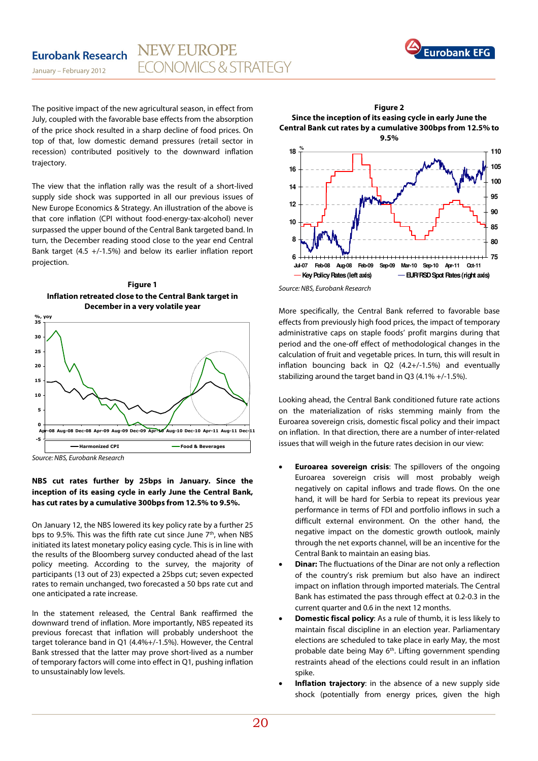The positive impact of the new agricultural season, in effect from July, coupled with the favorable base effects from the absorption of the price shock resulted in a sharp decline of food prices. On top of that, low domestic demand pressures (retail sector in recession) contributed positively to the downward inflation trajectory.

The view that the inflation rally was the result of a short-lived supply side shock was supported in all our previous issues of New Europe Economics & Strategy. An illustration of the above is that core inflation (CPI without food-energy-tax-alcohol) never surpassed the upper bound of the Central Bank targeted band. In turn, the December reading stood close to the year end Central Bank target (4.5 +/-1.5%) and below its earlier inflation report projection.

**Figure 1**
**Inflation retreated close to the Central Bank target in December in a very volatile year**

Source: NBS, Eurobank Research

**NBS cut rates further by 25bps in January. Since the inception of its easing cycle in early June the Central Bank, has cut rates by a cumulative 300bps from 12.5% to 9.5%.**

On January 12, the NBS lowered its key policy rate by a further 25 bps to 9.5%. This was the fifth rate cut since June 7th, when NBS initiated its latest monetary policy easing cycle. This is in line with the results of the Bloomberg survey conducted ahead of the last policy meeting. According to the survey, the majority of participants (13 out of 23) expected a 25bps cut; seven expected rates to remain unchanged, two forecasted a 50 bps rate cut and one anticipated a rate increase.

In the statement released, the Central Bank reaffirmed the downward trend of inflation. More importantly, NBS repeated its previous forecast that inflation will probably undershoot the target tolerance band in Q1 (4.4%+/-1.5%). However, the Central Bank stressed that the latter may prove short-lived as a number of temporary factors will come into effect in Q1, pushing inflation to unsustainably low levels.

**Figure 2**
**Since the inception of its easing cycle in early June the Central Bank cut rates by a cumulative 300bps from 12.5% to 9.5%**

Source: NBS, Eurobank Research

More specifically, the Central Bank referred to favorable base effects from previously high food prices, the impact of temporary administrative caps on staple foods' profit margins during that period and the one-off effect of methodological changes in the calculation of fruit and vegetable prices. In turn, this will result in inflation bouncing back in Q2 (4.2+/-1.5%) and eventually stabilizing around the target band in Q3 (4.1% +/-1.5%).

Looking ahead, the Central Bank conditioned future rate actions on the materialization of risks stemming mainly from the Euroarea sovereign crisis, domestic fiscal policy and their impact on inflation. In that direction, there are a number of inter-related issues that will weigh in the future rates decision in our view:

- **Euroarea sovereign crisis**: The spillovers of the ongoing Euroarea sovereign crisis will most probably weigh negatively on capital inflows and trade flows. On the one hand, it will be hard for Serbia to repeat its previous year performance in terms of FDI and portfolio inflows in such a difficult external environment. On the other hand, the negative impact on the domestic growth outlook, mainly through the net exports channel, will be an incentive for the Central Bank to maintain an easing bias.
- **Dinar:** The fluctuations of the Dinar are not only a reflection of the country's risk premium but also have an indirect impact on inflation through imported materials. The Central Bank has estimated the pass through effect at 0.2-0.3 in the current quarter and 0.6 in the next 12 months.
- **Domestic fiscal policy**: As a rule of thumb, it is less likely to maintain fiscal discipline in an election year. Parliamentary elections are scheduled to take place in early May, the most probable date being May 6th. Lifting government spending restraints ahead of the elections could result in an inflation spike.
- **Inflation trajectory**: in the absence of a new supply side shock (potentially from energy prices, given the high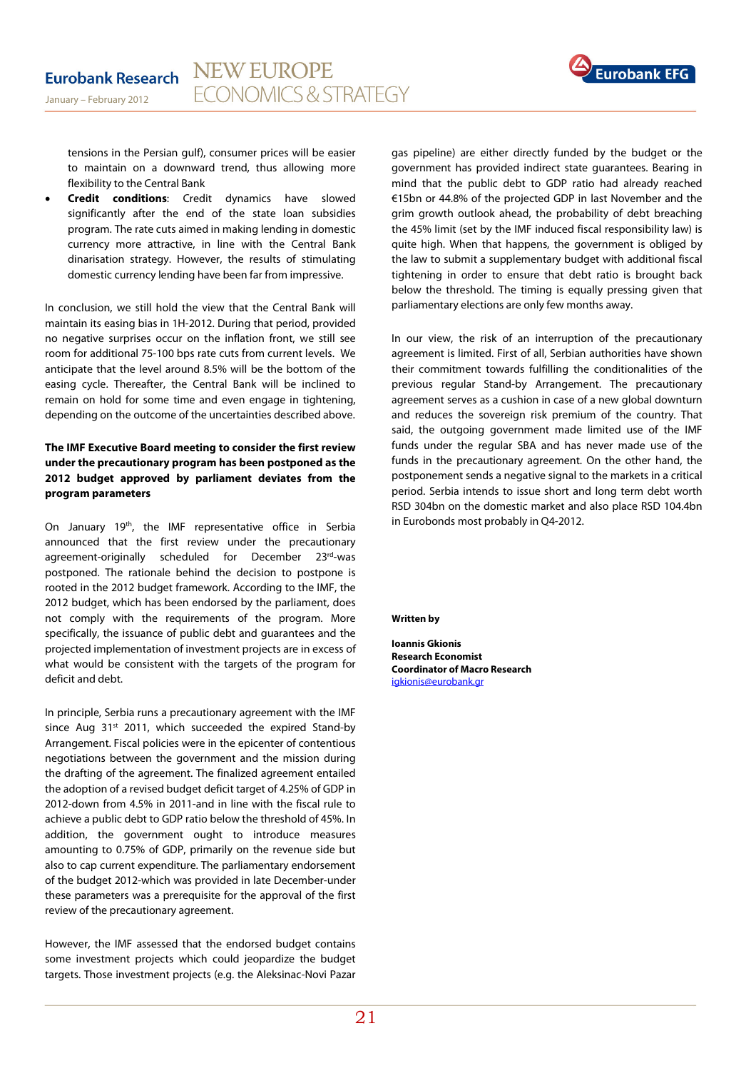tensions in the Persian gulf), consumer prices will be easier to maintain on a downward trend, thus allowing more flexibility to the Central Bank

- **Credit conditions**: Credit dynamics have slowed significantly after the end of the state loan subsidies program. The rate cuts aimed in making lending in domestic currency more attractive, in line with the Central Bank dinarisation strategy. However, the results of stimulating domestic currency lending have been far from impressive.

In conclusion, we still hold the view that the Central Bank will maintain its easing bias in 1H-2012. During that period, provided no negative surprises occur on the inflation front, we still see room for additional 75-100 bps rate cuts from current levels. We anticipate that the level around 8.5% will be the bottom of the easing cycle. Thereafter, the Central Bank will be inclined to remain on hold for some time and even engage in tightening, depending on the outcome of the uncertainties described above.

**The IMF Executive Board meeting to consider the first review under the precautionary program has been postponed as the 2012 budget approved by parliament deviates from the program parameters**

On January 19th, the IMF representative office in Serbia announced that the first review under the precautionary agreement-originally scheduled for December 23rd-was postponed. The rationale behind the decision to postpone is rooted in the 2012 budget framework. According to the IMF, the 2012 budget, which has been endorsed by the parliament, does not comply with the requirements of the program. More specifically, the issuance of public debt and guarantees and the projected implementation of investment projects are in excess of what would be consistent with the targets of the program for deficit and debt.

In principle, Serbia runs a precautionary agreement with the IMF since Aug 31st 2011, which succeeded the expired Stand-by Arrangement. Fiscal policies were in the epicenter of contentious negotiations between the government and the mission during the drafting of the agreement. The finalized agreement entailed the adoption of a revised budget deficit target of 4.25% of GDP in 2012-down from 4.5% in 2011-and in line with the fiscal rule to achieve a public debt to GDP ratio below the threshold of 45%. In addition, the government ought to introduce measures amounting to 0.75% of GDP, primarily on the revenue side but also to cap current expenditure. The parliamentary endorsement of the budget 2012-which was provided in late December-under these parameters was a prerequisite for the approval of the first review of the precautionary agreement.

However, the IMF assessed that the endorsed budget contains some investment projects which could jeopardize the budget targets. Those investment projects (e.g. the Aleksinac-Novi Pazar gas pipeline) are either directly funded by the budget or the government has provided indirect state guarantees. Bearing in mind that the public debt to GDP ratio had already reached €15bn or 44.8% of the projected GDP in last November and the grim growth outlook ahead, the probability of debt breaching the 45% limit (set by the IMF induced fiscal responsibility law) is quite high. When that happens, the government is obliged by the law to submit a supplementary budget with additional fiscal tightening in order to ensure that debt ratio is brought back below the threshold. The timing is equally pressing given that parliamentary elections are only few months away.

In our view, the risk of an interruption of the precautionary agreement is limited. First of all, Serbian authorities have shown their commitment towards fulfilling the conditionalities of the previous regular Stand-by Arrangement. The precautionary agreement serves as a cushion in case of a new global downturn and reduces the sovereign risk premium of the country. That said, the outgoing government made limited use of the IMF funds under the regular SBA and has never made use of the funds in the precautionary agreement. On the other hand, the postponement sends a negative signal to the markets in a critical period. Serbia intends to issue short and long term debt worth RSD 304bn on the domestic market and also place RSD 104.4bn in Eurobonds most probably in Q4-2012.

**Written by**

**Ioannis Gkionis**
**Research Economist**
**Coordinator of Macro Research**
igkionis@eurobank.gr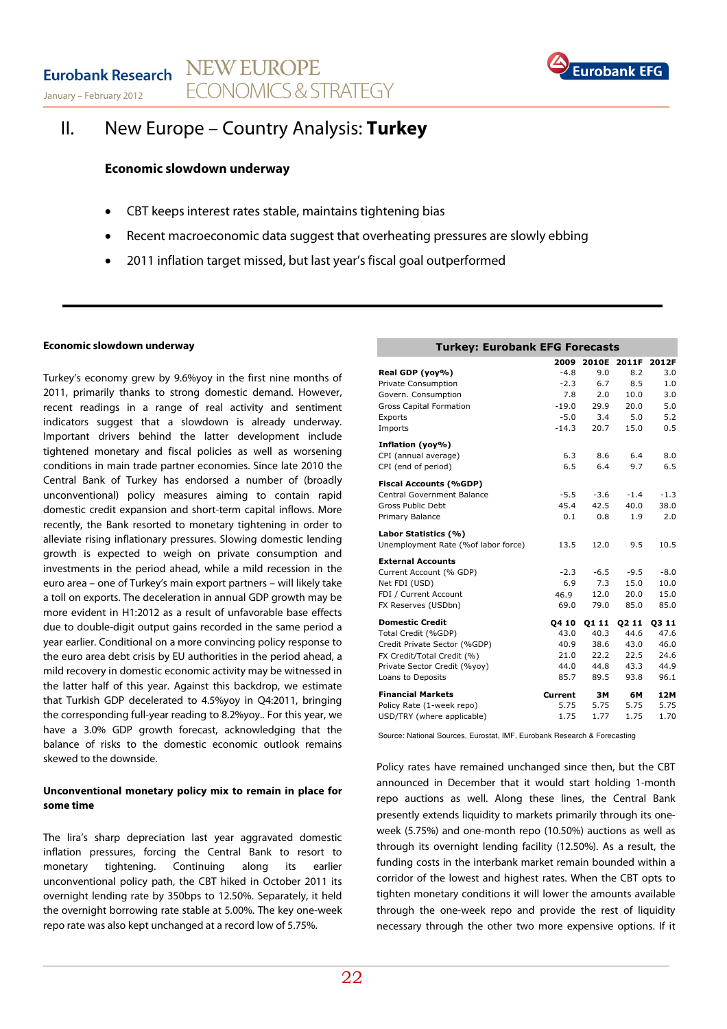# II. New Europe – Country Analysis: **Turkey**

### Economic slowdown underway

- CBT keeps interest rates stable, maintains tightening bias
- Recent macroeconomic data suggest that overheating pressures are slowly ebbing
- 2011 inflation target missed, but last year's fiscal goal outperformed

---

**Economic slowdown underway**

Turkey's economy grew by 9.6%yoy in the first nine months of 2011, primarily thanks to strong domestic demand. However, recent readings in a range of real activity and sentiment indicators suggest that a slowdown is already underway. Important drivers behind the latter development include tightened monetary and fiscal policies as well as worsening conditions in main trade partner economies. Since late 2010 the Central Bank of Turkey has endorsed a number of (broadly unconventional) policy measures aiming to contain rapid domestic credit expansion and short-term capital inflows. More recently, the Bank resorted to monetary tightening in order to alleviate rising inflationary pressures. Slowing domestic lending growth is expected to weigh on private consumption and investments in the period ahead, while a mild recession in the euro area – one of Turkey's main export partners – will likely take a toll on exports. The deceleration in annual GDP growth may be more evident in H1:2012 as a result of unfavorable base effects due to double-digit output gains recorded in the same period a year earlier. Conditional on a more convincing policy response to the euro area debt crisis by EU authorities in the period ahead, a mild recovery in domestic economic activity may be witnessed in the latter half of this year. Against this backdrop, we estimate that Turkish GDP decelerated to 4.5%yoy in Q4:2011, bringing the corresponding full-year reading to 8.2%yoy.. For this year, we have a 3.0% GDP growth forecast, acknowledging that the balance of risks to the domestic economic outlook remains skewed to the downside.

**Unconventional monetary policy mix to remain in place for some time**

The lira's sharp depreciation last year aggravated domestic inflation pressures, forcing the Central Bank to resort to monetary tightening. Continuing along its earlier unconventional policy path, the CBT hiked in October 2011 its overnight lending rate by 350bps to 12.50%. Separately, it held the overnight borrowing rate stable at 5.00%. The key one-week repo rate was also kept unchanged at a record low of 5.75%.

**Turkey: Eurobank EFG Forecasts**

| | 2009 | 2010E | 2011F | 2012F |
|---|---|---|---|---|
| **Real GDP (yoy%)** | -4.8 | 9.0 | 8.2 | 3.0 |
| Private Consumption | -2.3 | 6.7 | 8.5 | 1.0 |
| Govern. Consumption | 7.8 | 2.0 | 10.0 | 3.0 |
| Gross Capital Formation | -19.0 | 29.9 | 20.0 | 5.0 |
| Exports | -5.0 | 3.4 | 5.0 | 5.2 |
| Imports | -14.3 | 20.7 | 15.0 | 0.5 |
| **Inflation (yoy%)** | | | | |
| CPI (annual average) | 6.3 | 8.6 | 6.4 | 8.0 |
| CPI (end of period) | 6.5 | 6.4 | 9.7 | 6.5 |
| **Fiscal Accounts (%GDP)** | | | | |
| Central Government Balance | -5.5 | -3.6 | -1.4 | -1.3 |
| Gross Public Debt | 45.4 | 42.5 | 40.0 | 38.0 |
| Primary Balance | 0.1 | 0.8 | 1.9 | 2.0 |
| **Labor Statistics (%)** | | | | |
| Unemployment Rate (%of labor force) | 13.5 | 12.0 | 9.5 | 10.5 |
| **External Accounts** | | | | |
| Current Account (% GDP) | -2.3 | -6.5 | -9.5 | -8.0 |
| Net FDI (USD) | 6.9 | 7.3 | 15.0 | 10.0 |
| FDI / Current Account | 46.9 | 12.0 | 20.0 | 15.0 |
| FX Reserves (USDbn) | 69.0 | 79.0 | 85.0 | 85.0 |
| **Domestic Credit** | **Q4 10** | **Q1 11** | **Q2 11** | **Q3 11** |
| Total Credit (%GDP) | 43.0 | 40.3 | 44.6 | 47.6 |
| Credit Private Sector (%GDP) | 40.9 | 38.6 | 43.0 | 46.0 |
| FX Credit/Total Credit (%) | 21.0 | 22.2 | 22.5 | 24.6 |
| Private Sector Credit (%yoy) | 44.0 | 44.8 | 43.3 | 44.9 |
| Loans to Deposits | 85.7 | 89.5 | 93.8 | 96.1 |
| **Financial Markets** | **Current** | **3M** | **6M** | **12M** |
| Policy Rate (1-week repo) | 5.75 | 5.75 | 5.75 | 5.75 |
| USD/TRY (where applicable) | 1.75 | 1.77 | 1.75 | 1.70 |

Source: National Sources, Eurostat, IMF, Eurobank Research & Forecasting

Policy rates have remained unchanged since then, but the CBT announced in December that it would start holding 1-month repo auctions as well. Along these lines, the Central Bank presently extends liquidity to markets primarily through its one-week (5.75%) and one-month repo (10.50%) auctions as well as through its overnight lending facility (12.50%). As a result, the funding costs in the interbank market remain bounded within a corridor of the lowest and highest rates. When the CBT opts to tighten monetary conditions it will lower the amounts available through the one-week repo and provide the rest of liquidity necessary through the other two more expensive options. If it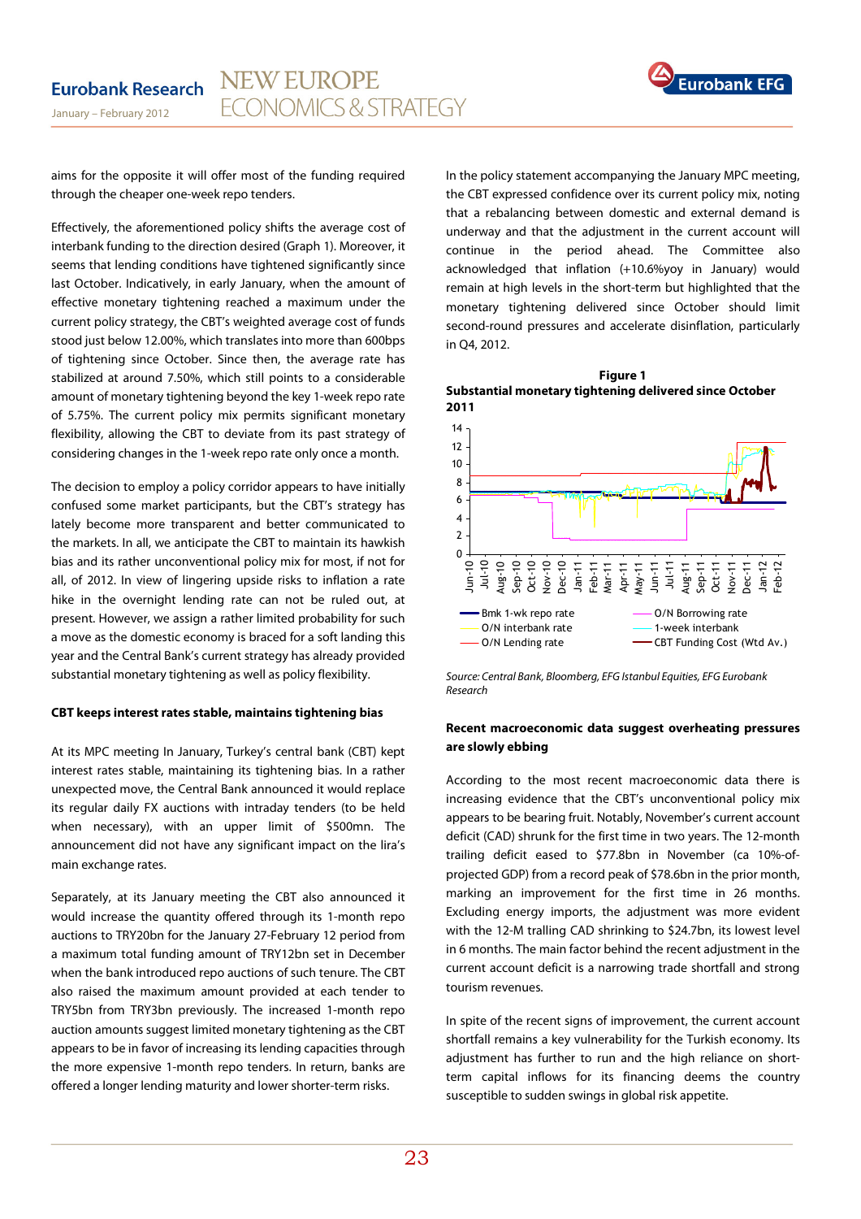aims for the opposite it will offer most of the funding required through the cheaper one-week repo tenders.

Effectively, the aforementioned policy shifts the average cost of interbank funding to the direction desired (Graph 1). Moreover, it seems that lending conditions have tightened significantly since last October. Indicatively, in early January, when the amount of effective monetary tightening reached a maximum under the current policy strategy, the CBT's weighted average cost of funds stood just below 12.00%, which translates into more than 600bps of tightening since October. Since then, the average rate has stabilized at around 7.50%, which still points to a considerable amount of monetary tightening beyond the key 1-week repo rate of 5.75%. The current policy mix permits significant monetary flexibility, allowing the CBT to deviate from its past strategy of considering changes in the 1-week repo rate only once a month.

The decision to employ a policy corridor appears to have initially confused some market participants, but the CBT's strategy has lately become more transparent and better communicated to the markets. In all, we anticipate the CBT to maintain its hawkish bias and its rather unconventional policy mix for most, if not for all, of 2012. In view of lingering upside risks to inflation a rate hike in the overnight lending rate can not be ruled out, at present. However, we assign a rather limited probability for such a move as the domestic economy is braced for a soft landing this year and the Central Bank's current strategy has already provided substantial monetary tightening as well as policy flexibility.

**CBT keeps interest rates stable, maintains tightening bias**

At its MPC meeting In January, Turkey's central bank (CBT) kept interest rates stable, maintaining its tightening bias. In a rather unexpected move, the Central Bank announced it would replace its regular daily FX auctions with intraday tenders (to be held when necessary), with an upper limit of $500mn. The announcement did not have any significant impact on the lira's main exchange rates.

Separately, at its January meeting the CBT also announced it would increase the quantity offered through its 1-month repo auctions to TRY20bn for the January 27-February 12 period from a maximum total funding amount of TRY12bn set in December when the bank introduced repo auctions of such tenure. The CBT also raised the maximum amount provided at each tender to TRY5bn from TRY3bn previously. The increased 1-month repo auction amounts suggest limited monetary tightening as the CBT appears to be in favor of increasing its lending capacities through the more expensive 1-month repo tenders. In return, banks are offered a longer lending maturity and lower shorter-term risks.

In the policy statement accompanying the January MPC meeting, the CBT expressed confidence over its current policy mix, noting that a rebalancing between domestic and external demand is underway and that the adjustment in the current account will continue in the period ahead. The Committee also acknowledged that inflation (+10.6%yoy in January) would remain at high levels in the short-term but highlighted that the monetary tightening delivered since October should limit second-round pressures and accelerate disinflation, particularly in Q4, 2012.

**Figure 1**
**Substantial monetary tightening delivered since October 2011**

Bmk 1-wk repo rate; O/N Borrowing rate; O/N interbank rate; 1-week interbank; O/N Lending rate; CBT Funding Cost (Wtd Av.)

*Source: Central Bank, Bloomberg, EFG Istanbul Equities, EFG Eurobank Research*

**Recent macroeconomic data suggest overheating pressures are slowly ebbing**

According to the most recent macroeconomic data there is increasing evidence that the CBT's unconventional policy mix appears to be bearing fruit. Notably, November's current account deficit (CAD) shrunk for the first time in two years. The 12-month trailing deficit eased to $77.8bn in November (ca 10%-of-projected GDP) from a record peak of $78.6bn in the prior month, marking an improvement for the first time in 26 months. Excluding energy imports, the adjustment was more evident with the 12-M tralling CAD shrinking to $24.7bn, its lowest level in 6 months. The main factor behind the recent adjustment in the current account deficit is a narrowing trade shortfall and strong tourism revenues.

In spite of the recent signs of improvement, the current account shortfall remains a key vulnerability for the Turkish economy. Its adjustment has further to run and the high reliance on short-term capital inflows for its financing deems the country susceptible to sudden swings in global risk appetite.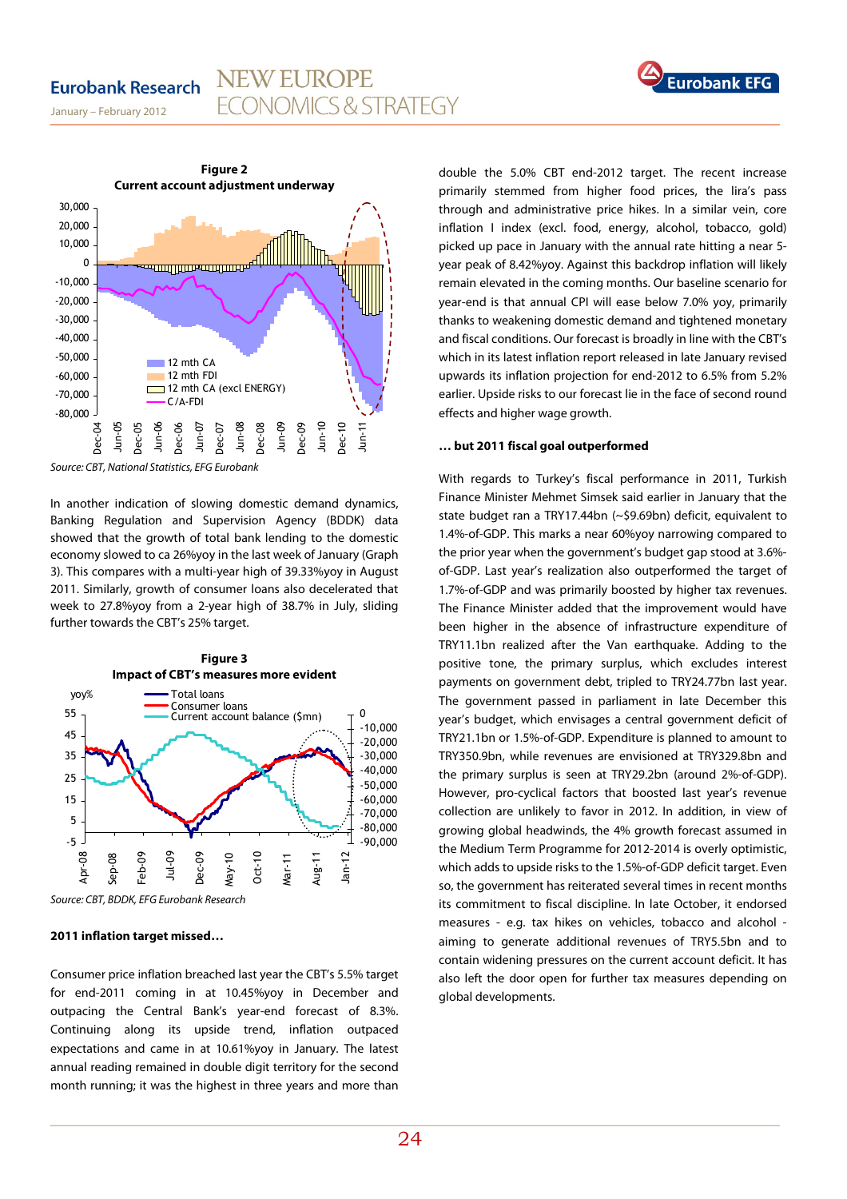**Figure 2**
**Current account adjustment underway**

Source: CBT, National Statistics, EFG Eurobank

In another indication of slowing domestic demand dynamics, Banking Regulation and Supervision Agency (BDDK) data showed that the growth of total bank lending to the domestic economy slowed to ca 26%yoy in the last week of January (Graph 3). This compares with a multi-year high of 39.33%yoy in August 2011. Similarly, growth of consumer loans also decelerated that week to 27.8%yoy from a 2-year high of 38.7% in July, sliding further towards the CBT's 25% target.

**Figure 3**
**Impact of CBT's measures more evident**

Source: CBT, BDDK, EFG Eurobank Research

**2011 inflation target missed…**

Consumer price inflation breached last year the CBT's 5.5% target for end-2011 coming in at 10.45%yoy in December and outpacing the Central Bank's year-end forecast of 8.3%. Continuing along its upside trend, inflation outpaced expectations and came in at 10.61%yoy in January. The latest annual reading remained in double digit territory for the second month running; it was the highest in three years and more than double the 5.0% CBT end-2012 target. The recent increase primarily stemmed from higher food prices, the lira's pass through and administrative price hikes. In a similar vein, core inflation I index (excl. food, energy, alcohol, tobacco, gold) picked up pace in January with the annual rate hitting a near 5-year peak of 8.42%yoy. Against this backdrop inflation will likely remain elevated in the coming months. Our baseline scenario for year-end is that annual CPI will ease below 7.0% yoy, primarily thanks to weakening domestic demand and tightened monetary and fiscal conditions. Our forecast is broadly in line with the CBT's which in its latest inflation report released in late January revised upwards its inflation projection for end-2012 to 6.5% from 5.2% earlier. Upside risks to our forecast lie in the face of second round effects and higher wage growth.

**… but 2011 fiscal goal outperformed**

With regards to Turkey's fiscal performance in 2011, Turkish Finance Minister Mehmet Simsek said earlier in January that the state budget ran a TRY17.44bn (~$9.69bn) deficit, equivalent to 1.4%-of-GDP. This marks a near 60%yoy narrowing compared to the prior year when the government's budget gap stood at 3.6%-of-GDP. Last year's realization also outperformed the target of 1.7%-of-GDP and was primarily boosted by higher tax revenues. The Finance Minister added that the improvement would have been higher in the absence of infrastructure expenditure of TRY11.1bn realized after the Van earthquake. Adding to the positive tone, the primary surplus, which excludes interest payments on government debt, tripled to TRY24.77bn last year. The government passed in parliament in late December this year's budget, which envisages a central government deficit of TRY21.1bn or 1.5%-of-GDP. Expenditure is planned to amount to TRY350.9bn, while revenues are envisioned at TRY329.8bn and the primary surplus is seen at TRY29.2bn (around 2%-of-GDP). However, pro-cyclical factors that boosted last year's revenue collection are unlikely to favor in 2012. In addition, in view of growing global headwinds, the 4% growth forecast assumed in the Medium Term Programme for 2012-2014 is overly optimistic, which adds to upside risks to the 1.5%-of-GDP deficit target. Even so, the government has reiterated several times in recent months its commitment to fiscal discipline. In late October, it endorsed measures - e.g. tax hikes on vehicles, tobacco and alcohol - aiming to generate additional revenues of TRY5.5bn and to contain widening pressures on the current account deficit. It has also left the door open for further tax measures depending on global developments.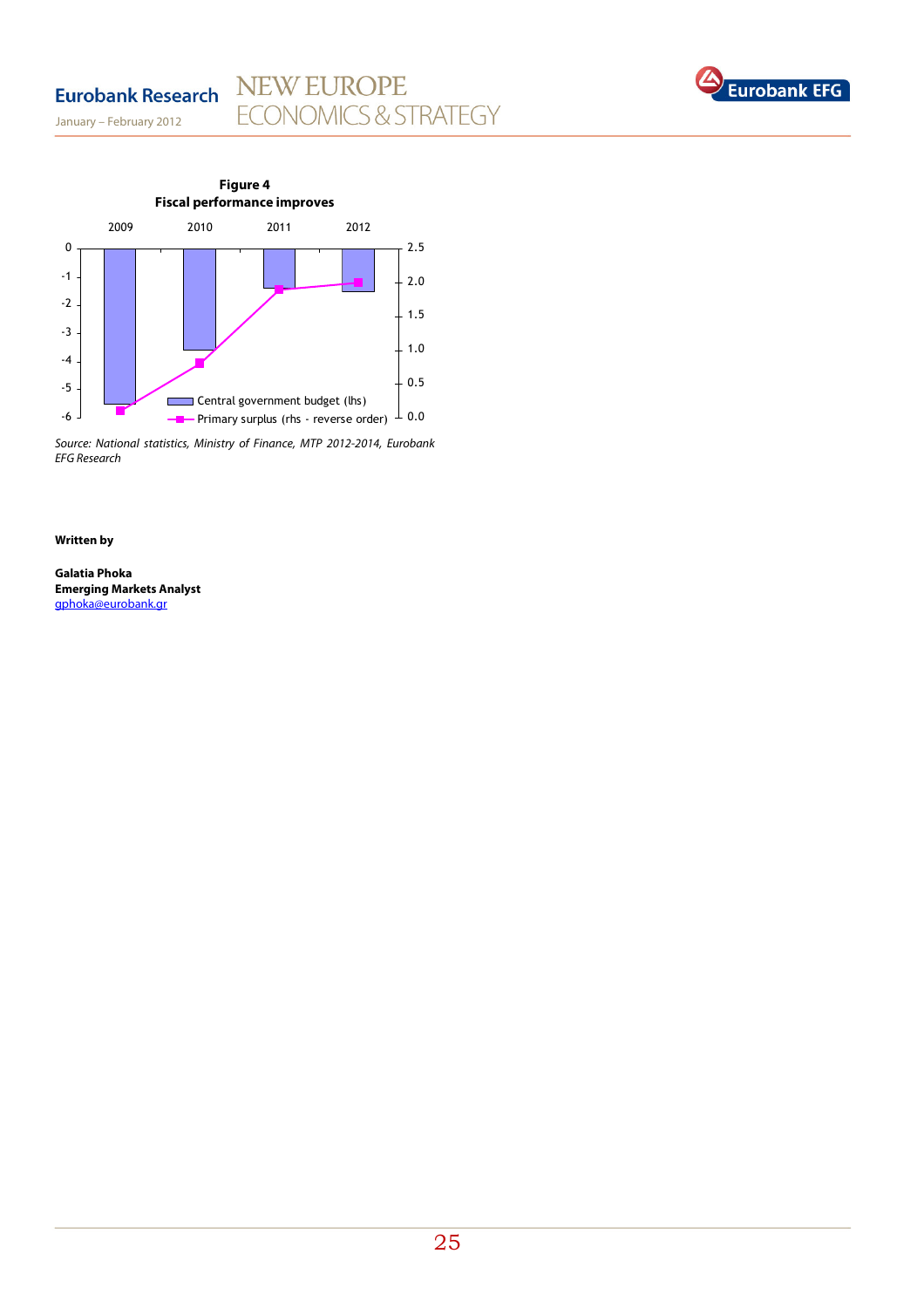**Figure 4**
**Fiscal performance improves**

Source: National statistics, Ministry of Finance, MTP 2012-2014, Eurobank EFG Research

**Written by**

**Galatia Phoka**
**Emerging Markets Analyst**
gphoka@eurobank.gr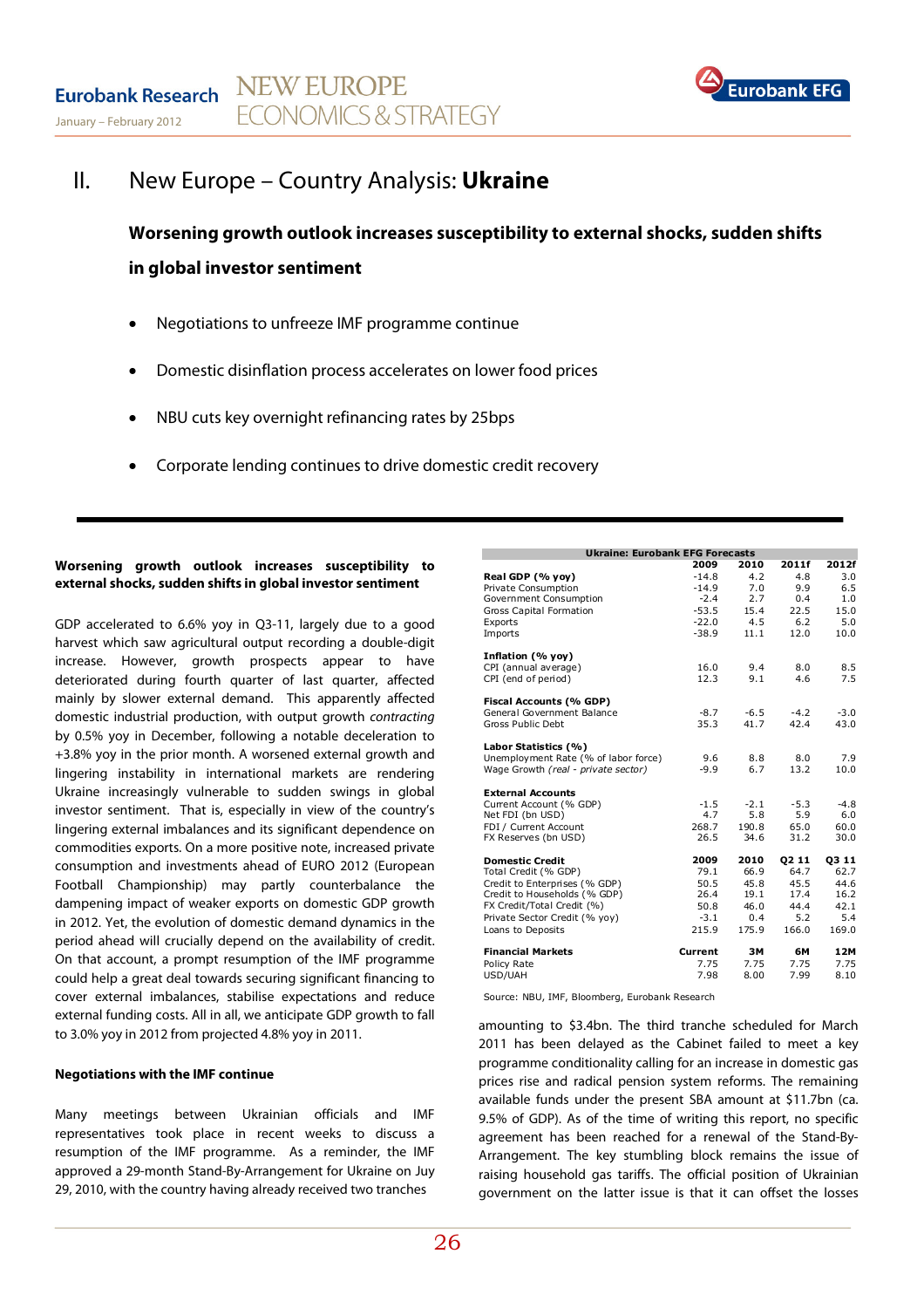## II. New Europe – Country Analysis: **Ukraine**

### Worsening growth outlook increases susceptibility to external shocks, sudden shifts in global investor sentiment

- Negotiations to unfreeze IMF programme continue
- Domestic disinflation process accelerates on lower food prices
- NBU cuts key overnight refinancing rates by 25bps
- Corporate lending continues to drive domestic credit recovery

---

**Worsening growth outlook increases susceptibility to external shocks, sudden shifts in global investor sentiment**

GDP accelerated to 6.6% yoy in Q3-11, largely due to a good harvest which saw agricultural output recording a double-digit increase. However, growth prospects appear to have deteriorated during fourth quarter of last quarter, affected mainly by slower external demand. This apparently affected domestic industrial production, with output growth *contracting* by 0.5% yoy in December, following a notable deceleration to +3.8% yoy in the prior month. A worsened external growth and lingering instability in international markets are rendering Ukraine increasingly vulnerable to sudden swings in global investor sentiment. That is, especially in view of the country's lingering external imbalances and its significant dependence on commodities exports. On a more positive note, increased private consumption and investments ahead of EURO 2012 (European Football Championship) may partly counterbalance the dampening impact of weaker exports on domestic GDP growth in 2012. Yet, the evolution of domestic demand dynamics in the period ahead will crucially depend on the availability of credit. On that account, a prompt resumption of the IMF programme could help a great deal towards securing significant financing to cover external imbalances, stabilise expectations and reduce external funding costs. All in all, we anticipate GDP growth to fall to 3.0% yoy in 2012 from projected 4.8% yoy in 2011.

**Negotiations with the IMF continue**

Many meetings between Ukrainian officials and IMF representatives took place in recent weeks to discuss a resumption of the IMF programme. As a reminder, the IMF approved a 29-month Stand-By-Arrangement for Ukraine on Juy 29, 2010, with the country having already received two tranches

| Ukraine: Eurobank EFG Forecasts | 2009 | 2010 | 2011f | 2012f |
|---|---|---|---|---|
| **Real GDP (% yoy)** | -14.8 | 4.2 | 4.8 | 3.0 |
| Private Consumption | -14.9 | 7.0 | 9.9 | 6.5 |
| Government Consumption | -2.4 | 2.7 | 0.4 | 1.0 |
| Gross Capital Formation | -53.5 | 15.4 | 22.5 | 15.0 |
| Exports | -22.0 | 4.5 | 6.2 | 5.0 |
| Imports | -38.9 | 11.1 | 12.0 | 10.0 |
| **Inflation (% yoy)** | | | | |
| CPI (annual average) | 16.0 | 9.4 | 8.0 | 8.5 |
| CPI (end of period) | 12.3 | 9.1 | 4.6 | 7.5 |
| **Fiscal Accounts (% GDP)** | | | | |
| General Government Balance | -8.7 | -6.5 | -4.2 | -3.0 |
| Gross Public Debt | 35.3 | 41.7 | 42.4 | 43.0 |
| **Labor Statistics (%)** | | | | |
| Unemployment Rate (% of labor force) | 9.6 | 8.8 | 8.0 | 7.9 |
| Wage Growth *(real - private sector)* | -9.9 | 6.7 | 13.2 | 10.0 |
| **External Accounts** | | | | |
| Current Account (% GDP) | -1.5 | -2.1 | -5.3 | -4.8 |
| Net FDI (bn USD) | 4.7 | 5.8 | 5.9 | 6.0 |
| FDI / Current Account | 268.7 | 190.8 | 65.0 | 60.0 |
| FX Reserves (bn USD) | 26.5 | 34.6 | 31.2 | 30.0 |
| **Domestic Credit** | **2009** | **2010** | **Q2 11** | **Q3 11** |
| Total Credit (% GDP) | 79.1 | 66.9 | 64.7 | 62.7 |
| Credit to Enterprises (% GDP) | 50.5 | 45.8 | 45.5 | 44.6 |
| Credit to Households (% GDP) | 26.4 | 19.1 | 17.4 | 16.2 |
| FX Credit/Total Credit (%) | 50.8 | 46.0 | 44.4 | 42.1 |
| Private Sector Credit (% yoy) | -3.1 | 0.4 | 5.2 | 5.4 |
| Loans to Deposits | 215.9 | 175.9 | 166.0 | 169.0 |
| **Financial Markets** | **Current** | **3M** | **6M** | **12M** |
| Policy Rate | 7.75 | 7.75 | 7.75 | 7.75 |
| USD/UAH | 7.98 | 8.00 | 7.99 | 8.10 |

Source: NBU, IMF, Bloomberg, Eurobank Research

amounting to \$3.4bn. The third tranche scheduled for March 2011 has been delayed as the Cabinet failed to meet a key programme conditionality calling for an increase in domestic gas prices rise and radical pension system reforms. The remaining available funds under the present SBA amount at \$11.7bn (ca. 9.5% of GDP). As of the time of writing this report, no specific agreement has been reached for a renewal of the Stand-By-Arrangement. The key stumbling block remains the issue of raising household gas tariffs. The official position of Ukrainian government on the latter issue is that it can offset the losses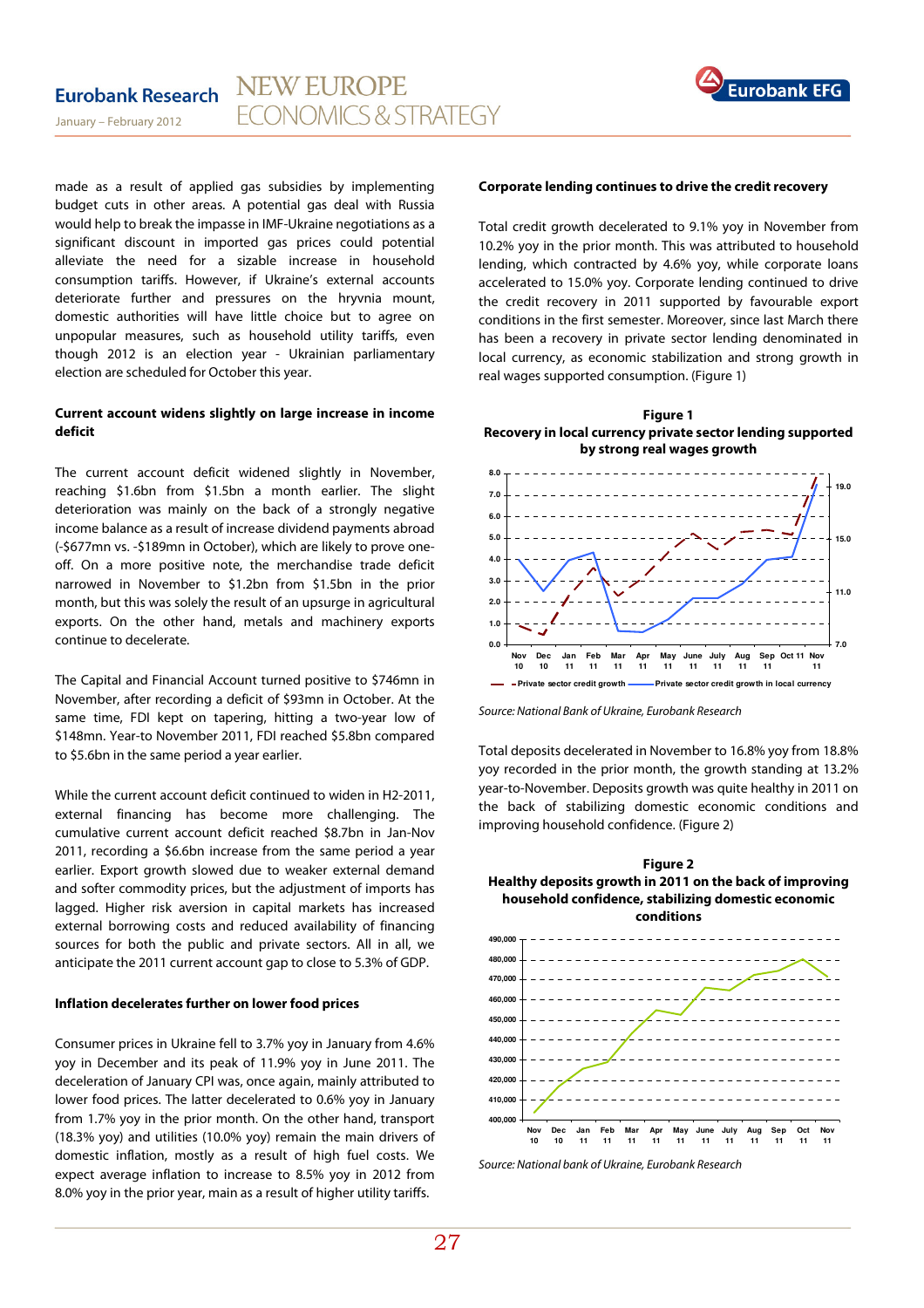made as a result of applied gas subsidies by implementing budget cuts in other areas. A potential gas deal with Russia would help to break the impasse in IMF-Ukraine negotiations as a significant discount in imported gas prices could potential alleviate the need for a sizable increase in household consumption tariffs. However, if Ukraine's external accounts deteriorate further and pressures on the hryvnia mount, domestic authorities will have little choice but to agree on unpopular measures, such as household utility tariffs, even though 2012 is an election year - Ukrainian parliamentary election are scheduled for October this year.

**Current account widens slightly on large increase in income deficit**

The current account deficit widened slightly in November, reaching $1.6bn from $1.5bn a month earlier. The slight deterioration was mainly on the back of a strongly negative income balance as a result of increase dividend payments abroad (-$677mn vs. -$189mn in October), which are likely to prove one-off. On a more positive note, the merchandise trade deficit narrowed in November to $1.2bn from $1.5bn in the prior month, but this was solely the result of an upsurge in agricultural exports. On the other hand, metals and machinery exports continue to decelerate.

The Capital and Financial Account turned positive to $746mn in November, after recording a deficit of $93mn in October. At the same time, FDI kept on tapering, hitting a two-year low of $148mn. Year-to November 2011, FDI reached $5.8bn compared to $5.6bn in the same period a year earlier.

While the current account deficit continued to widen in H2-2011, external financing has become more challenging. The cumulative current account deficit reached $8.7bn in Jan-Nov 2011, recording a $6.6bn increase from the same period a year earlier. Export growth slowed due to weaker external demand and softer commodity prices, but the adjustment of imports has lagged. Higher risk aversion in capital markets has increased external borrowing costs and reduced availability of financing sources for both the public and private sectors. All in all, we anticipate the 2011 current account gap to close to 5.3% of GDP.

**Inflation decelerates further on lower food prices**

Consumer prices in Ukraine fell to 3.7% yoy in January from 4.6% yoy in December and its peak of 11.9% yoy in June 2011. The deceleration of January CPI was, once again, mainly attributed to lower food prices. The latter decelerated to 0.6% yoy in January from 1.7% yoy in the prior month. On the other hand, transport (18.3% yoy) and utilities (10.0% yoy) remain the main drivers of domestic inflation, mostly as a result of high fuel costs. We expect average inflation to increase to 8.5% yoy in 2012 from 8.0% yoy in the prior year, main as a result of higher utility tariffs.

**Corporate lending continues to drive the credit recovery**

Total credit growth decelerated to 9.1% yoy in November from 10.2% yoy in the prior month. This was attributed to household lending, which contracted by 4.6% yoy, while corporate loans accelerated to 15.0% yoy. Corporate lending continued to drive the credit recovery in 2011 supported by favourable export conditions in the first semester. Moreover, since last March there has been a recovery in private sector lending denominated in local currency, as economic stabilization and strong growth in real wages supported consumption. (Figure 1)

**Figure 1**
**Recovery in local currency private sector lending supported by strong real wages growth**

Source: National Bank of Ukraine, Eurobank Research

Total deposits decelerated in November to 16.8% yoy from 18.8% yoy recorded in the prior month, the growth standing at 13.2% year-to-November. Deposits growth was quite healthy in 2011 on the back of stabilizing domestic economic conditions and improving household confidence. (Figure 2)

**Figure 2**
**Healthy deposits growth in 2011 on the back of improving household confidence, stabilizing domestic economic conditions**

Source: National bank of Ukraine, Eurobank Research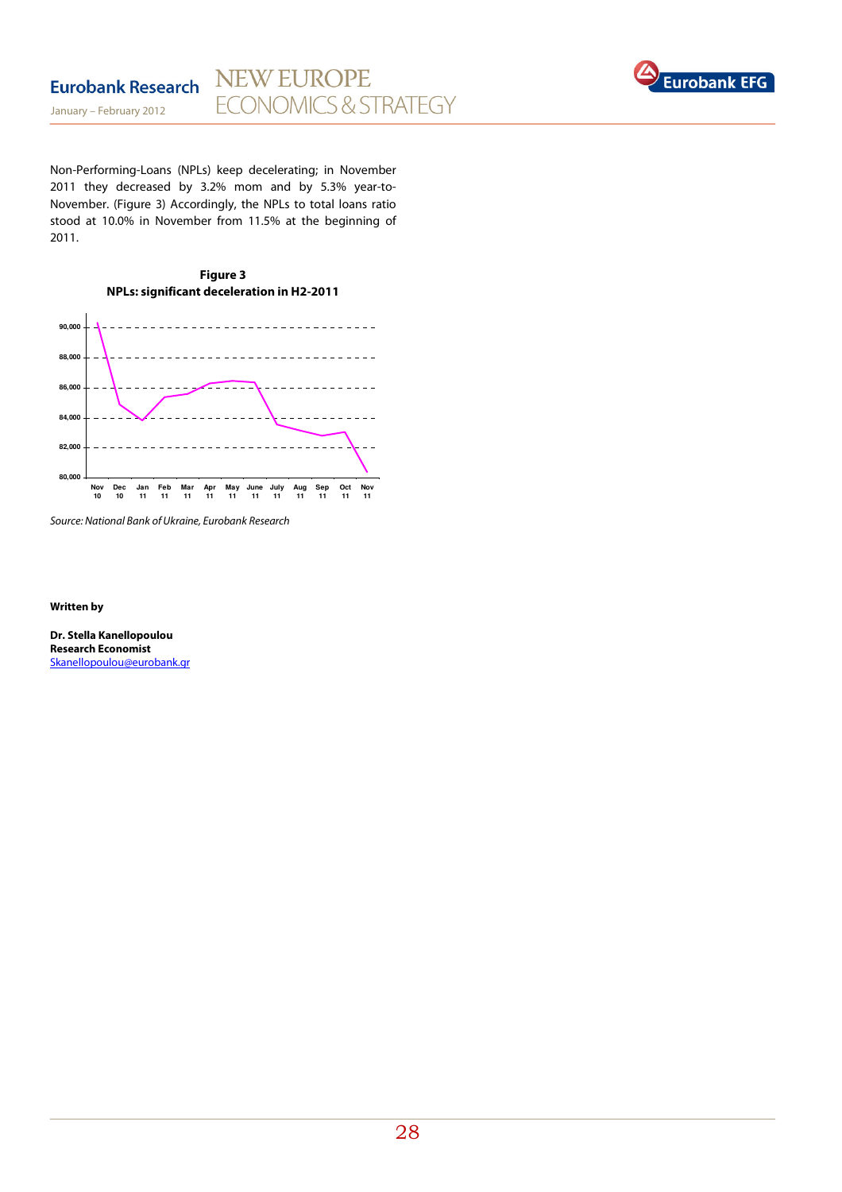Non-Performing-Loans (NPLs) keep decelerating; in November 2011 they decreased by 3.2% mom and by 5.3% year-to-November. (Figure 3) Accordingly, the NPLs to total loans ratio stood at 10.0% in November from 11.5% at the beginning of 2011.

**Figure 3**
**NPLs: significant deceleration in H2-2011**

*Source: National Bank of Ukraine, Eurobank Research*

**Written by**

**Dr. Stella Kanellopoulou**
**Research Economist**
Skanellopoulou@eurobank.gr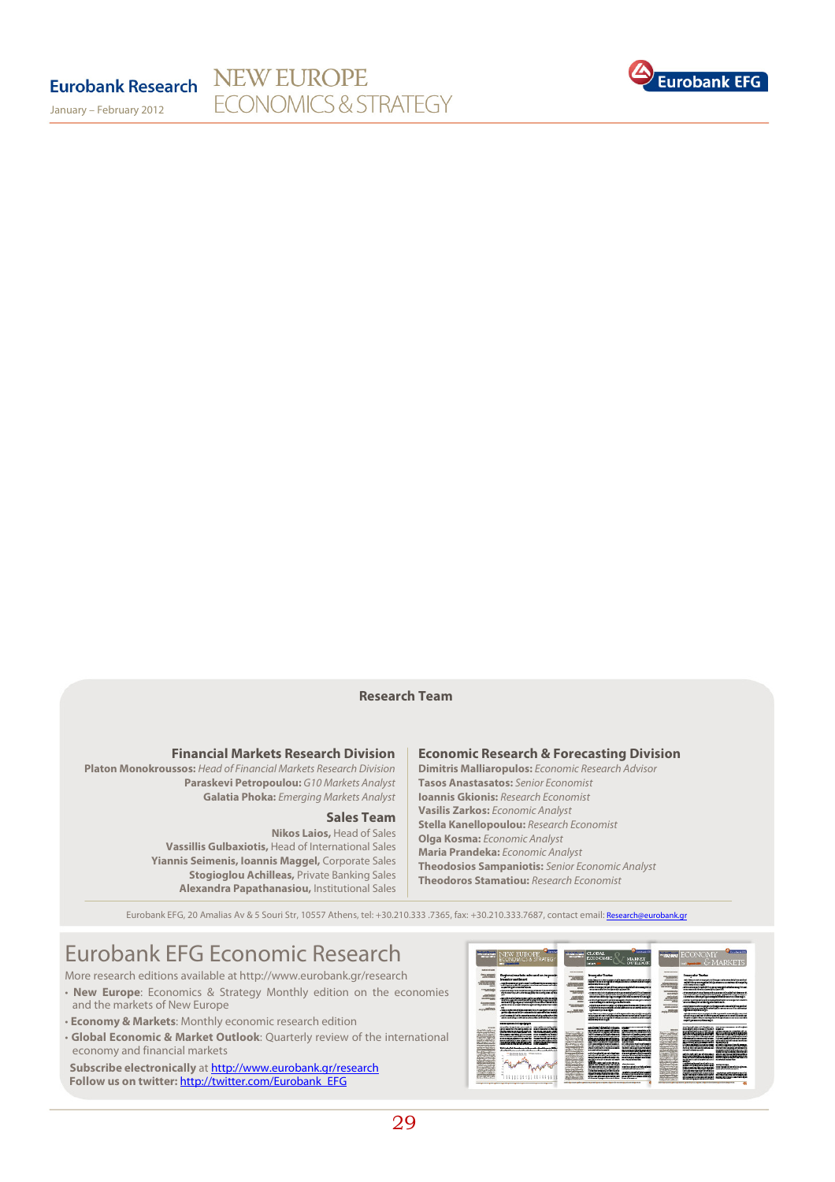## Research Team

### Financial Markets Research Division

**Platon Monokroussos:** *Head of Financial Markets Research Division*
**Paraskevi Petropoulou:** *G10 Markets Analyst*
**Galatia Phoka:** *Emerging Markets Analyst*

### Sales Team

**Nikos Laios,** Head of Sales
**Vassillis Gulbaxiotis,** Head of International Sales
**Yiannis Seimenis, Ioannis Maggel,** Corporate Sales
**Stogioglou Achilleas,** Private Banking Sales
**Alexandra Papathanasiou,** Institutional Sales

### Economic Research & Forecasting Division

**Dimitris Malliaropulos:** *Economic Research Advisor*
**Tasos Anastasatos:** *Senior Economist*
**Ioannis Gkionis:** *Research Economist*
**Vasilis Zarkos:** *Economic Analyst*
**Stella Kanellopoulou:** *Research Economist*
**Olga Kosma:** *Economic Analyst*
**Maria Prandeka:** *Economic Analyst*
**Theodosios Sampaniotis:** *Senior Economic Analyst*
**Theodoros Stamatiou:** *Research Economist*

Eurobank EFG, 20 Amalias Av & 5 Souri Str, 10557 Athens, tel: +30.210.333 .7365, fax: +30.210.333.7687, contact email: Research@eurobank.gr

# Eurobank EFG Economic Research

More research editions available at http://www.eurobank.gr/research

- **New Europe**: Economics & Strategy Monthly edition on the economies and the markets of New Europe
- **Economy & Markets**: Monthly economic research edition
- **Global Economic & Market Outlook**: Quarterly review of the international economy and financial markets

**Subscribe electronically** at http://www.eurobank.gr/research
**Follow us on twitter:** http://twitter.com/Eurobank_EFG